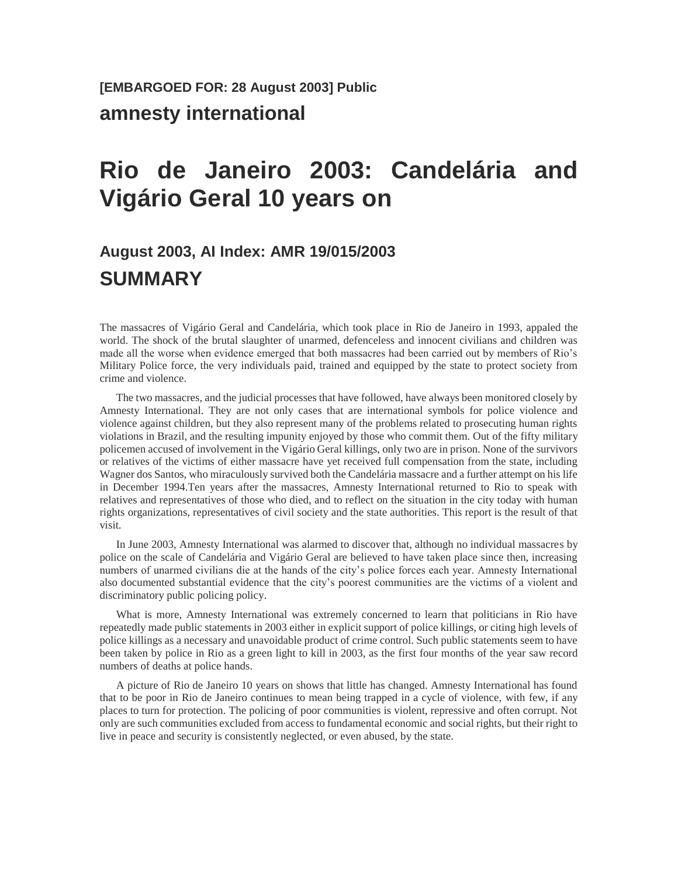**[EMBARGOED FOR: 28 August 2003] Public**

**amnesty international**

# Rio de Janeiro 2003: Candelária and Vigário Geral 10 years on

### August 2003, AI Index: AMR 19/015/2003

## SUMMARY

The massacres of Vigário Geral and Candelária, which took place in Rio de Janeiro in 1993, appaled the world. The shock of the brutal slaughter of unarmed, defenceless and innocent civilians and children was made all the worse when evidence emerged that both massacres had been carried out by members of Rio's Military Police force, the very individuals paid, trained and equipped by the state to protect society from crime and violence.

The two massacres, and the judicial processes that have followed, have always been monitored closely by Amnesty International. They are not only cases that are international symbols for police violence and violence against children, but they also represent many of the problems related to prosecuting human rights violations in Brazil, and the resulting impunity enjoyed by those who commit them. Out of the fifty military policemen accused of involvement in the Vigário Geral killings, only two are in prison. None of the survivors or relatives of the victims of either massacre have yet received full compensation from the state, including Wagner dos Santos, who miraculously survived both the Candelária massacre and a further attempt on his life in December 1994.Ten years after the massacres, Amnesty International returned to Rio to speak with relatives and representatives of those who died, and to reflect on the situation in the city today with human rights organizations, representatives of civil society and the state authorities. This report is the result of that visit.

In June 2003, Amnesty International was alarmed to discover that, although no individual massacres by police on the scale of Candelária and Vigário Geral are believed to have taken place since then, increasing numbers of unarmed civilians die at the hands of the city's police forces each year. Amnesty International also documented substantial evidence that the city's poorest communities are the victims of a violent and discriminatory public policing policy.

What is more, Amnesty International was extremely concerned to learn that politicians in Rio have repeatedly made public statements in 2003 either in explicit support of police killings, or citing high levels of police killings as a necessary and unavoidable product of crime control. Such public statements seem to have been taken by police in Rio as a green light to kill in 2003, as the first four months of the year saw record numbers of deaths at police hands.

A picture of Rio de Janeiro 10 years on shows that little has changed. Amnesty International has found that to be poor in Rio de Janeiro continues to mean being trapped in a cycle of violence, with few, if any places to turn for protection. The policing of poor communities is violent, repressive and often corrupt. Not only are such communities excluded from access to fundamental economic and social rights, but their right to live in peace and security is consistently neglected, or even abused, by the state.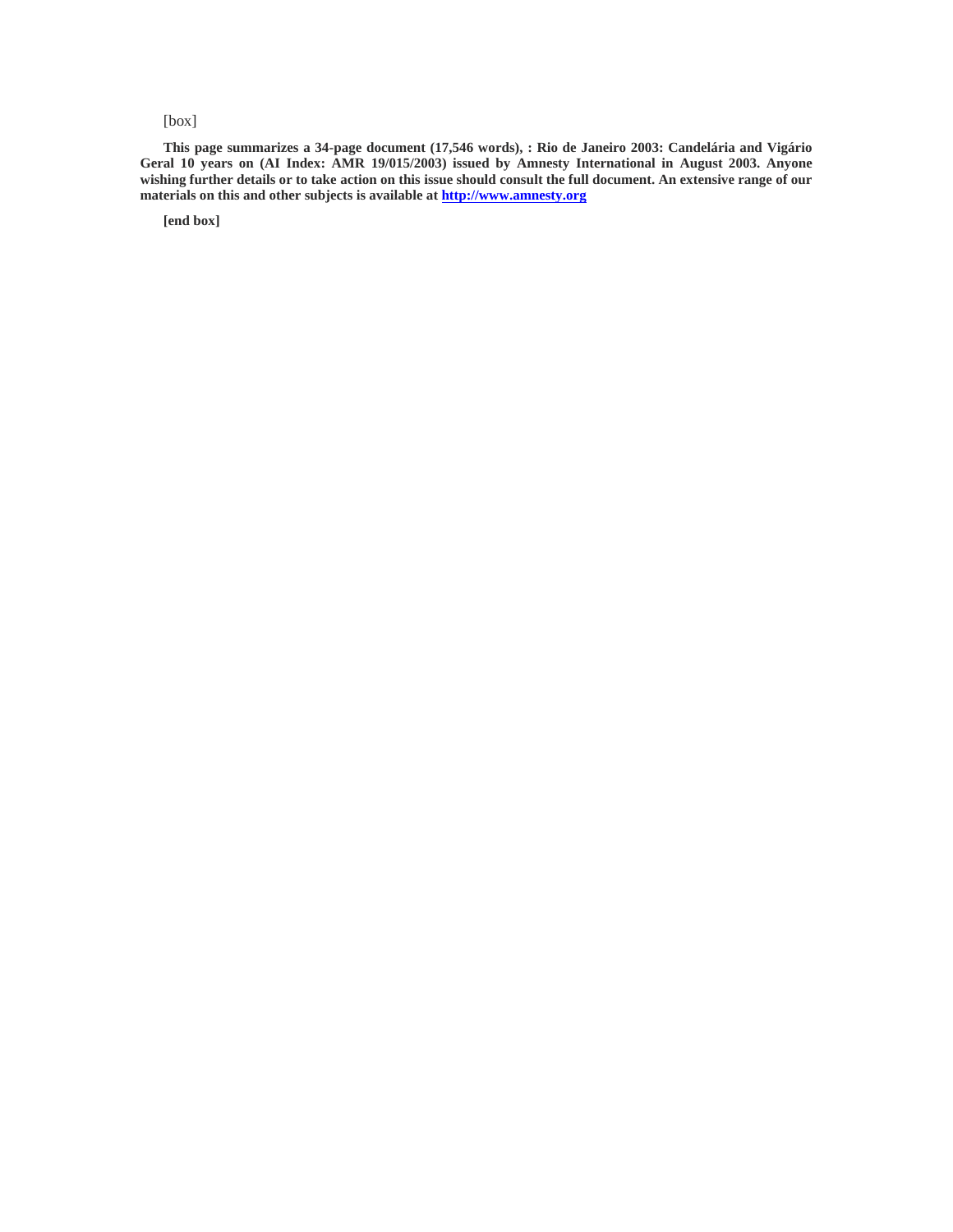[box]

**This page summarizes a 34-page document (17,546 words), : Rio de Janeiro 2003: Candelária and Vigário Geral 10 years on (AI Index: AMR 19/015/2003) issued by Amnesty International in August 2003. Anyone wishing further details or to take action on this issue should consult the full document. An extensive range of our materials on this and other subjects is available at [http://www.amnesty.org](http://www.amnesty.org)**

**[end box]**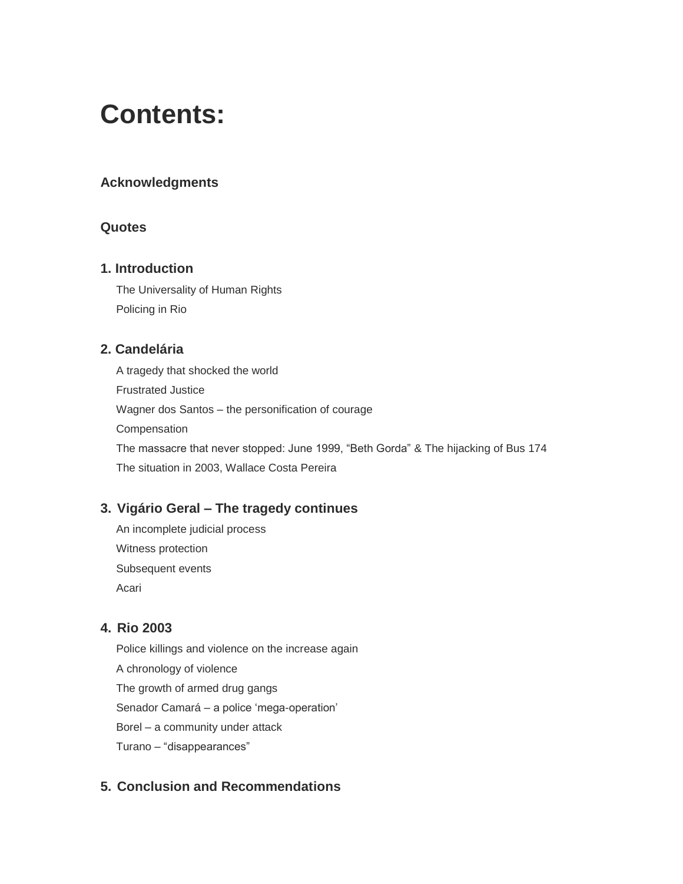# Contents:

## Acknowledgments

## Quotes

## 1. Introduction

The Universality of Human Rights

Policing in Rio

## 2. Candelária

A tragedy that shocked the world

Frustrated Justice

Wagner dos Santos – the personification of courage

Compensation

The massacre that never stopped: June 1999, “Beth Gorda” & The hijacking of Bus 174

The situation in 2003, Wallace Costa Pereira

## 3. Vigário Geral – The tragedy continues

An incomplete judicial process

Witness protection

Subsequent events

Acari

## 4. Rio 2003

Police killings and violence on the increase again

A chronology of violence

The growth of armed drug gangs

Senador Camará – a police ‘mega-operation’

Borel – a community under attack

Turano – “disappearances”

## 5. Conclusion and Recommendations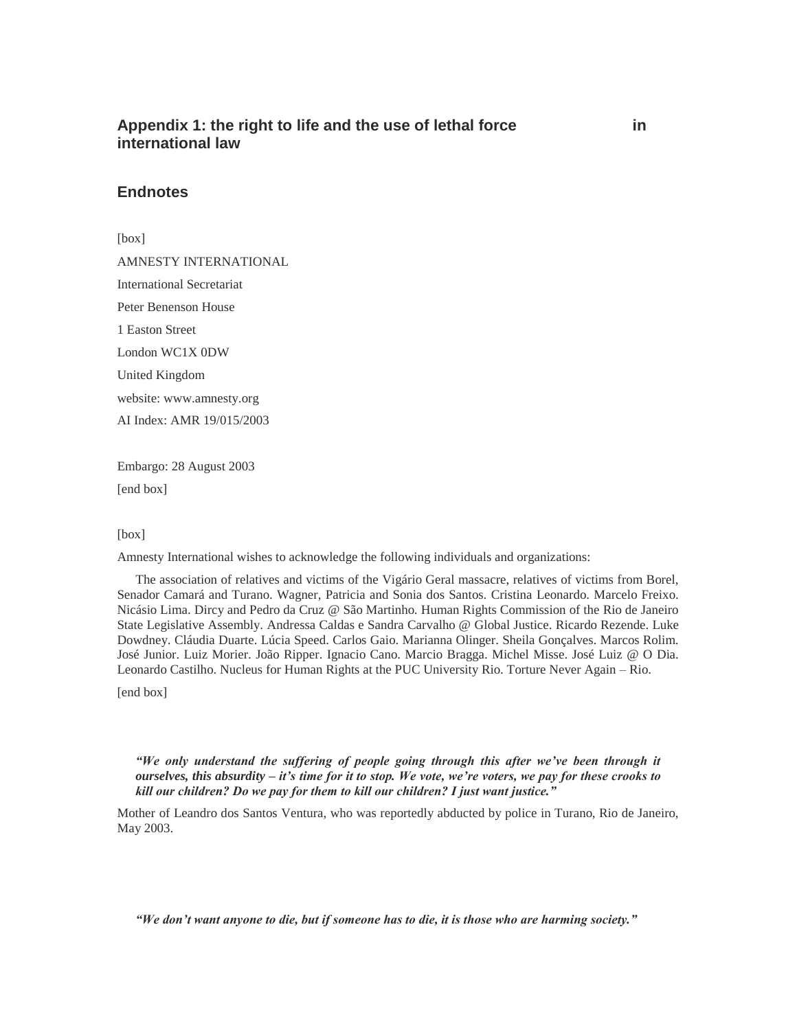## Appendix 1: the right to life and the use of lethal force in international law

## Endnotes

[box]

AMNESTY INTERNATIONAL

International Secretariat

Peter Benenson House

1 Easton Street

London WC1X 0DW

United Kingdom

website: www.amnesty.org

AI Index: AMR 19/015/2003

Embargo: 28 August 2003

[end box]

[box]

Amnesty International wishes to acknowledge the following individuals and organizations:

The association of relatives and victims of the Vigário Geral massacre, relatives of victims from Borel, Senador Camará and Turano. Wagner, Patricia and Sonia dos Santos. Cristina Leonardo. Marcelo Freixo. Nicásio Lima. Dircy and Pedro da Cruz @ São Martinho. Human Rights Commission of the Rio de Janeiro State Legislative Assembly. Andressa Caldas e Sandra Carvalho @ Global Justice. Ricardo Rezende. Luke Dowdney. Cláudia Duarte. Lúcia Speed. Carlos Gaio. Marianna Olinger. Sheila Gonçalves. Marcos Rolim. José Junior. Luiz Morier. João Ripper. Ignacio Cano. Marcio Bragga. Michel Misse. José Luiz @ O Dia. Leonardo Castilho. Nucleus for Human Rights at the PUC University Rio. Torture Never Again – Rio.

[end box]

> ***"We only understand the suffering of people going through this after we've been through it ourselves, this absurdity – it's time for it to stop. We vote, we're voters, we pay for these crooks to kill our children? Do we pay for them to kill our children? I just want justice."***

Mother of Leandro dos Santos Ventura, who was reportedly abducted by police in Turano, Rio de Janeiro, May 2003.

> ***"We don't want anyone to die, but if someone has to die, it is those who are harming society."***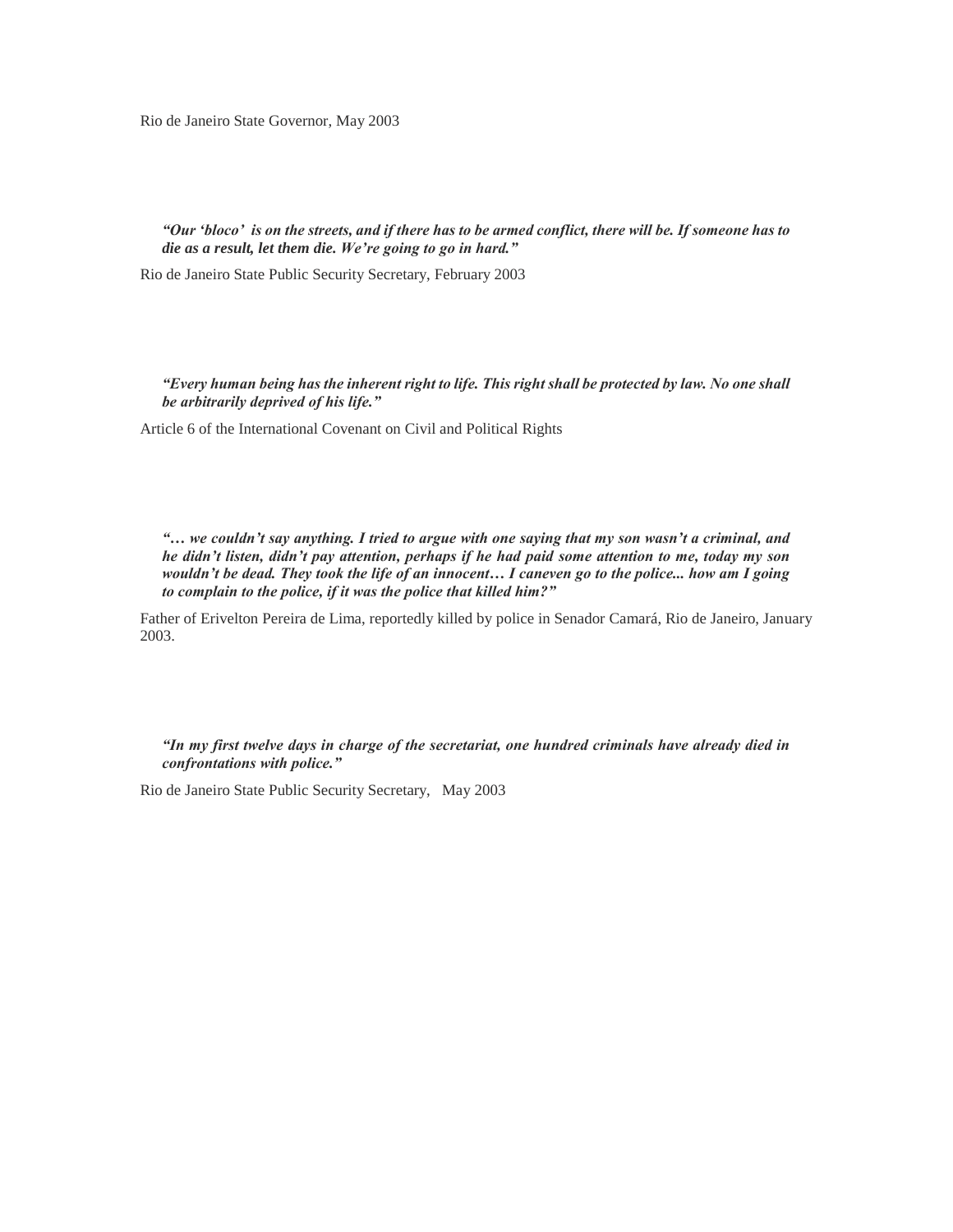Rio de Janeiro State Governor, May 2003

> ***"Our 'bloco' is on the streets, and if there has to be armed conflict, there will be. If someone has to die as a result, let them die. We're going to go in hard."***

Rio de Janeiro State Public Security Secretary, February 2003

> ***"Every human being has the inherent right to life. This right shall be protected by law. No one shall be arbitrarily deprived of his life."***

Article 6 of the International Covenant on Civil and Political Rights

> ***"… we couldn't say anything. I tried to argue with one saying that my son wasn't a criminal, and he didn't listen, didn't pay attention, perhaps if he had paid some attention to me, today my son wouldn't be dead. They took the life of an innocent… I caneven go to the police... how am I going to complain to the police, if it was the police that killed him?"***

Father of Erivelton Pereira de Lima, reportedly killed by police in Senador Camará, Rio de Janeiro, January 2003.

> ***"In my first twelve days in charge of the secretariat, one hundred criminals have already died in confrontations with police."***

Rio de Janeiro State Public Security Secretary, May 2003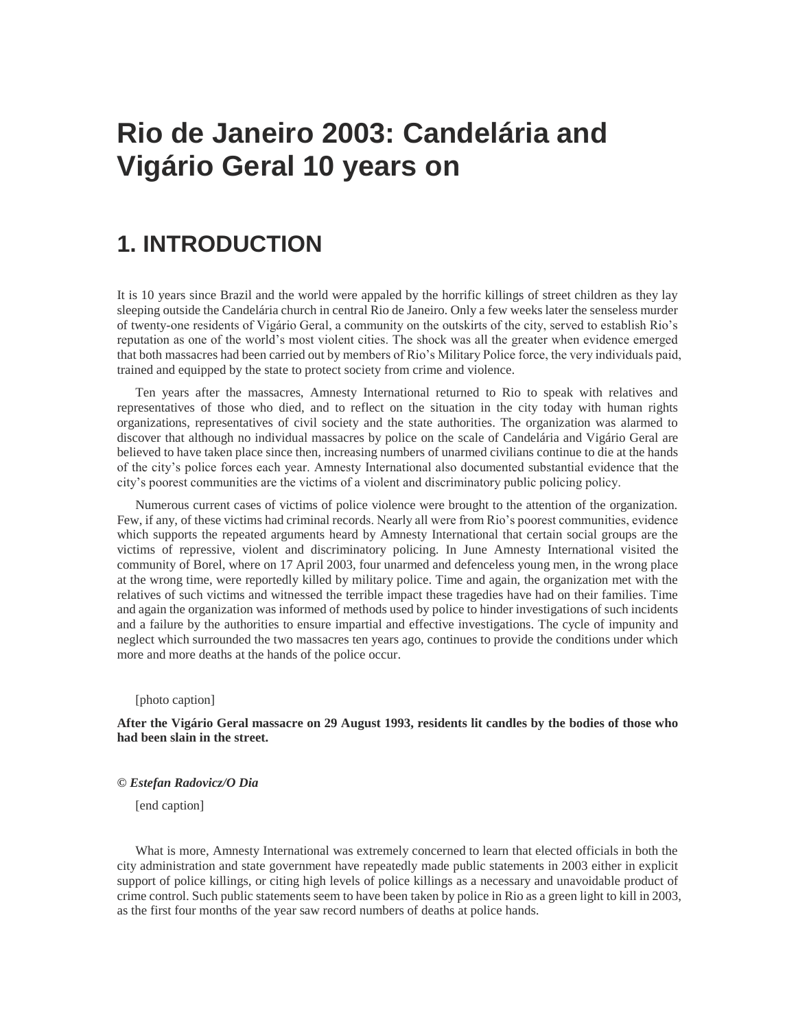# Rio de Janeiro 2003: Candelária and Vigário Geral 10 years on

## 1. INTRODUCTION

It is 10 years since Brazil and the world were appaled by the horrific killings of street children as they lay sleeping outside the Candelária church in central Rio de Janeiro. Only a few weeks later the senseless murder of twenty-one residents of Vigário Geral, a community on the outskirts of the city, served to establish Rio's reputation as one of the world's most violent cities. The shock was all the greater when evidence emerged that both massacres had been carried out by members of Rio's Military Police force, the very individuals paid, trained and equipped by the state to protect society from crime and violence.

Ten years after the massacres, Amnesty International returned to Rio to speak with relatives and representatives of those who died, and to reflect on the situation in the city today with human rights organizations, representatives of civil society and the state authorities. The organization was alarmed to discover that although no individual massacres by police on the scale of Candelária and Vigário Geral are believed to have taken place since then, increasing numbers of unarmed civilians continue to die at the hands of the city's police forces each year. Amnesty International also documented substantial evidence that the city's poorest communities are the victims of a violent and discriminatory public policing policy.

Numerous current cases of victims of police violence were brought to the attention of the organization. Few, if any, of these victims had criminal records. Nearly all were from Rio's poorest communities, evidence which supports the repeated arguments heard by Amnesty International that certain social groups are the victims of repressive, violent and discriminatory policing. In June Amnesty International visited the community of Borel, where on 17 April 2003, four unarmed and defenceless young men, in the wrong place at the wrong time, were reportedly killed by military police. Time and again, the organization met with the relatives of such victims and witnessed the terrible impact these tragedies have had on their families. Time and again the organization was informed of methods used by police to hinder investigations of such incidents and a failure by the authorities to ensure impartial and effective investigations. The cycle of impunity and neglect which surrounded the two massacres ten years ago, continues to provide the conditions under which more and more deaths at the hands of the police occur.

[photo caption]

**After the Vigário Geral massacre on 29 August 1993, residents lit candles by the bodies of those who had been slain in the street.**

***© Estefan Radovicz/O Dia***

[end caption]

What is more, Amnesty International was extremely concerned to learn that elected officials in both the city administration and state government have repeatedly made public statements in 2003 either in explicit support of police killings, or citing high levels of police killings as a necessary and unavoidable product of crime control. Such public statements seem to have been taken by police in Rio as a green light to kill in 2003, as the first four months of the year saw record numbers of deaths at police hands.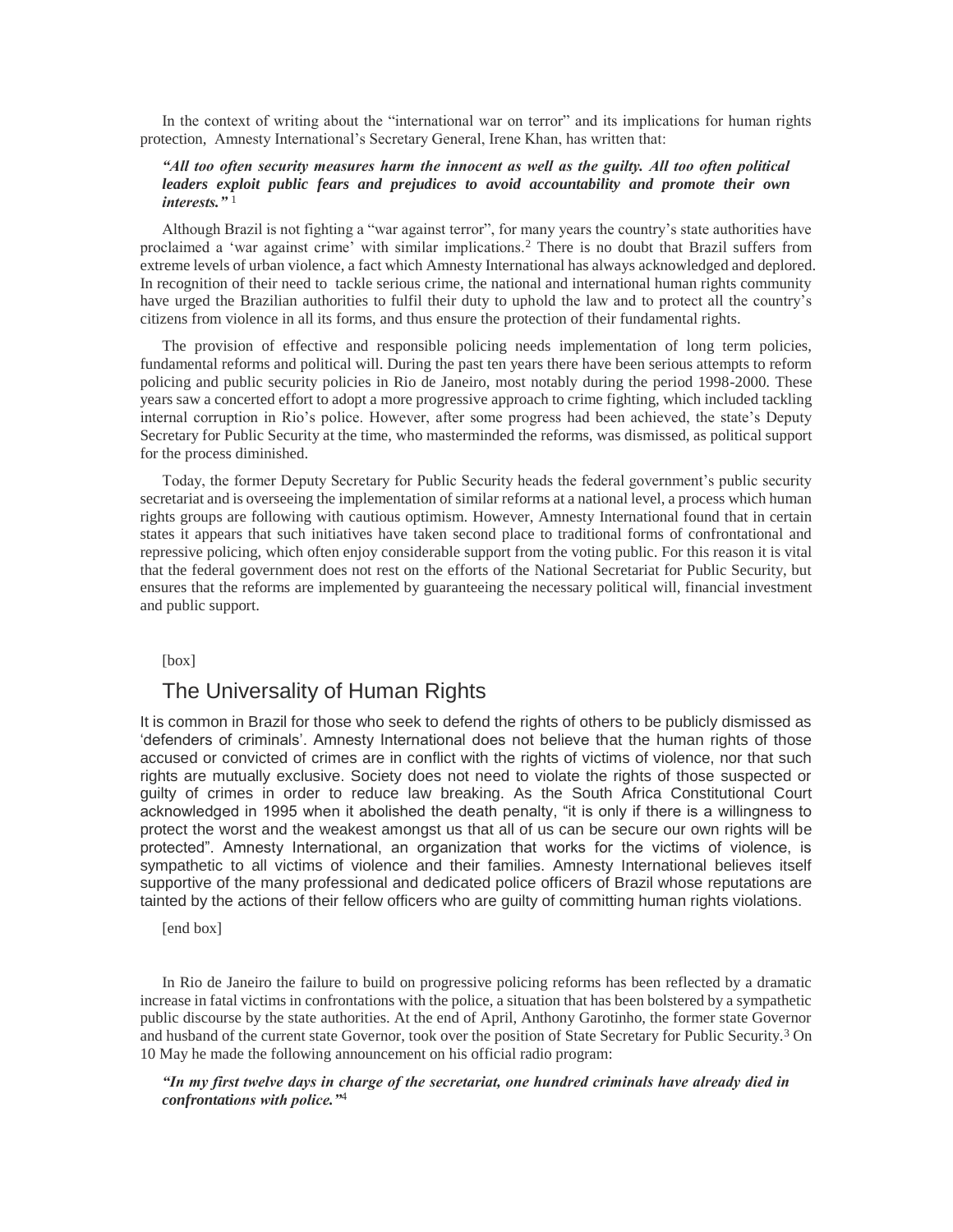In the context of writing about the "international war on terror" and its implications for human rights protection, Amnesty International's Secretary General, Irene Khan, has written that:

***"All too often security measures harm the innocent as well as the guilty. All too often political leaders exploit public fears and prejudices to avoid accountability and promote their own interests."*** [1]

Although Brazil is not fighting a "war against terror", for many years the country's state authorities have proclaimed a 'war against crime' with similar implications.[2] There is no doubt that Brazil suffers from extreme levels of urban violence, a fact which Amnesty International has always acknowledged and deplored. In recognition of their need to tackle serious crime, the national and international human rights community have urged the Brazilian authorities to fulfil their duty to uphold the law and to protect all the country's citizens from violence in all its forms, and thus ensure the protection of their fundamental rights.

The provision of effective and responsible policing needs implementation of long term policies, fundamental reforms and political will. During the past ten years there have been serious attempts to reform policing and public security policies in Rio de Janeiro, most notably during the period 1998-2000. These years saw a concerted effort to adopt a more progressive approach to crime fighting, which included tackling internal corruption in Rio's police. However, after some progress had been achieved, the state's Deputy Secretary for Public Security at the time, who masterminded the reforms, was dismissed, as political support for the process diminished.

Today, the former Deputy Secretary for Public Security heads the federal government's public security secretariat and is overseeing the implementation of similar reforms at a national level, a process which human rights groups are following with cautious optimism. However, Amnesty International found that in certain states it appears that such initiatives have taken second place to traditional forms of confrontational and repressive policing, which often enjoy considerable support from the voting public. For this reason it is vital that the federal government does not rest on the efforts of the National Secretariat for Public Security, but ensures that the reforms are implemented by guaranteeing the necessary political will, financial investment and public support.

[box]

## The Universality of Human Rights

It is common in Brazil for those who seek to defend the rights of others to be publicly dismissed as 'defenders of criminals'. Amnesty International does not believe that the human rights of those accused or convicted of crimes are in conflict with the rights of victims of violence, nor that such rights are mutually exclusive. Society does not need to violate the rights of those suspected or guilty of crimes in order to reduce law breaking. As the South Africa Constitutional Court acknowledged in 1995 when it abolished the death penalty, "it is only if there is a willingness to protect the worst and the weakest amongst us that all of us can be secure our own rights will be protected". Amnesty International, an organization that works for the victims of violence, is sympathetic to all victims of violence and their families. Amnesty International believes itself supportive of the many professional and dedicated police officers of Brazil whose reputations are tainted by the actions of their fellow officers who are guilty of committing human rights violations.

[end box]

In Rio de Janeiro the failure to build on progressive policing reforms has been reflected by a dramatic increase in fatal victims in confrontations with the police, a situation that has been bolstered by a sympathetic public discourse by the state authorities. At the end of April, Anthony Garotinho, the former state Governor and husband of the current state Governor, took over the position of State Secretary for Public Security.[3] On 10 May he made the following announcement on his official radio program:

***"In my first twelve days in charge of the secretariat, one hundred criminals have already died in confrontations with police."***[4]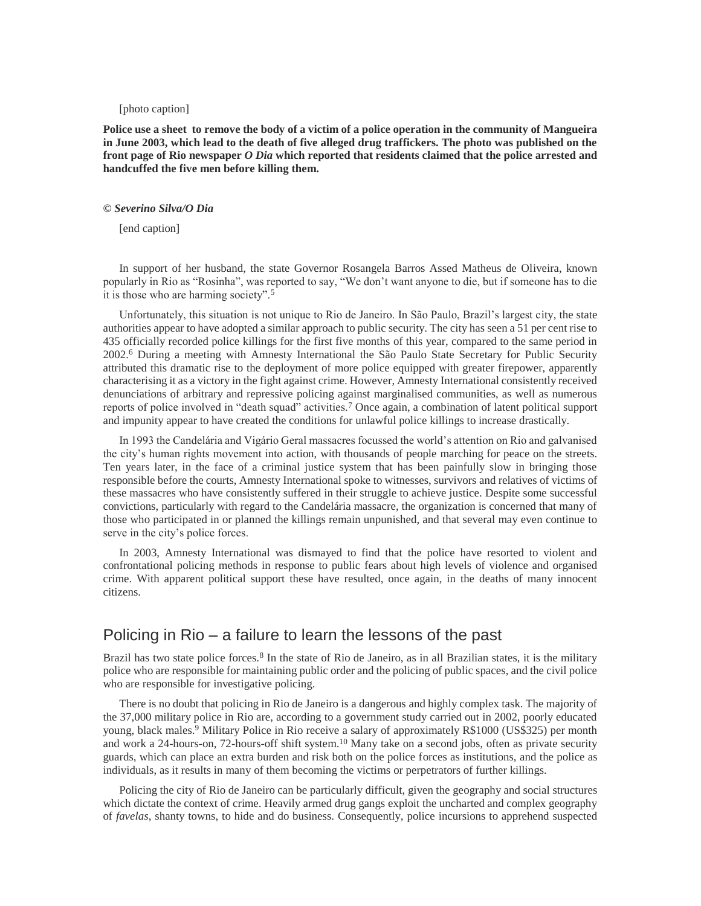[photo caption]

**Police use a sheet to remove the body of a victim of a police operation in the community of Mangueira in June 2003, which lead to the death of five alleged drug traffickers. The photo was published on the front page of Rio newspaper *O Dia* which reported that residents claimed that the police arrested and handcuffed the five men before killing them.**

***© Severino Silva/O Dia***

[end caption]

In support of her husband, the state Governor Rosangela Barros Assed Matheus de Oliveira, known popularly in Rio as "Rosinha", was reported to say, "We don't want anyone to die, but if someone has to die it is those who are harming society".[5]

Unfortunately, this situation is not unique to Rio de Janeiro. In São Paulo, Brazil's largest city, the state authorities appear to have adopted a similar approach to public security. The city has seen a 51 per cent rise to 435 officially recorded police killings for the first five months of this year, compared to the same period in 2002.[6] During a meeting with Amnesty International the São Paulo State Secretary for Public Security attributed this dramatic rise to the deployment of more police equipped with greater firepower, apparently characterising it as a victory in the fight against crime. However, Amnesty International consistently received denunciations of arbitrary and repressive policing against marginalised communities, as well as numerous reports of police involved in "death squad" activities.[7] Once again, a combination of latent political support and impunity appear to have created the conditions for unlawful police killings to increase drastically.

In 1993 the Candelária and Vigário Geral massacres focussed the world's attention on Rio and galvanised the city's human rights movement into action, with thousands of people marching for peace on the streets. Ten years later, in the face of a criminal justice system that has been painfully slow in bringing those responsible before the courts, Amnesty International spoke to witnesses, survivors and relatives of victims of these massacres who have consistently suffered in their struggle to achieve justice. Despite some successful convictions, particularly with regard to the Candelária massacre, the organization is concerned that many of those who participated in or planned the killings remain unpunished, and that several may even continue to serve in the city's police forces.

In 2003, Amnesty International was dismayed to find that the police have resorted to violent and confrontational policing methods in response to public fears about high levels of violence and organised crime. With apparent political support these have resulted, once again, in the deaths of many innocent citizens.

## Policing in Rio – a failure to learn the lessons of the past

Brazil has two state police forces.[8] In the state of Rio de Janeiro, as in all Brazilian states, it is the military police who are responsible for maintaining public order and the policing of public spaces, and the civil police who are responsible for investigative policing.

There is no doubt that policing in Rio de Janeiro is a dangerous and highly complex task. The majority of the 37,000 military police in Rio are, according to a government study carried out in 2002, poorly educated young, black males.[9] Military Police in Rio receive a salary of approximately R$1000 (US$325) per month and work a 24-hours-on, 72-hours-off shift system.[10] Many take on a second jobs, often as private security guards, which can place an extra burden and risk both on the police forces as institutions, and the police as individuals, as it results in many of them becoming the victims or perpetrators of further killings.

Policing the city of Rio de Janeiro can be particularly difficult, given the geography and social structures which dictate the context of crime. Heavily armed drug gangs exploit the uncharted and complex geography of *favelas*, shanty towns, to hide and do business. Consequently, police incursions to apprehend suspected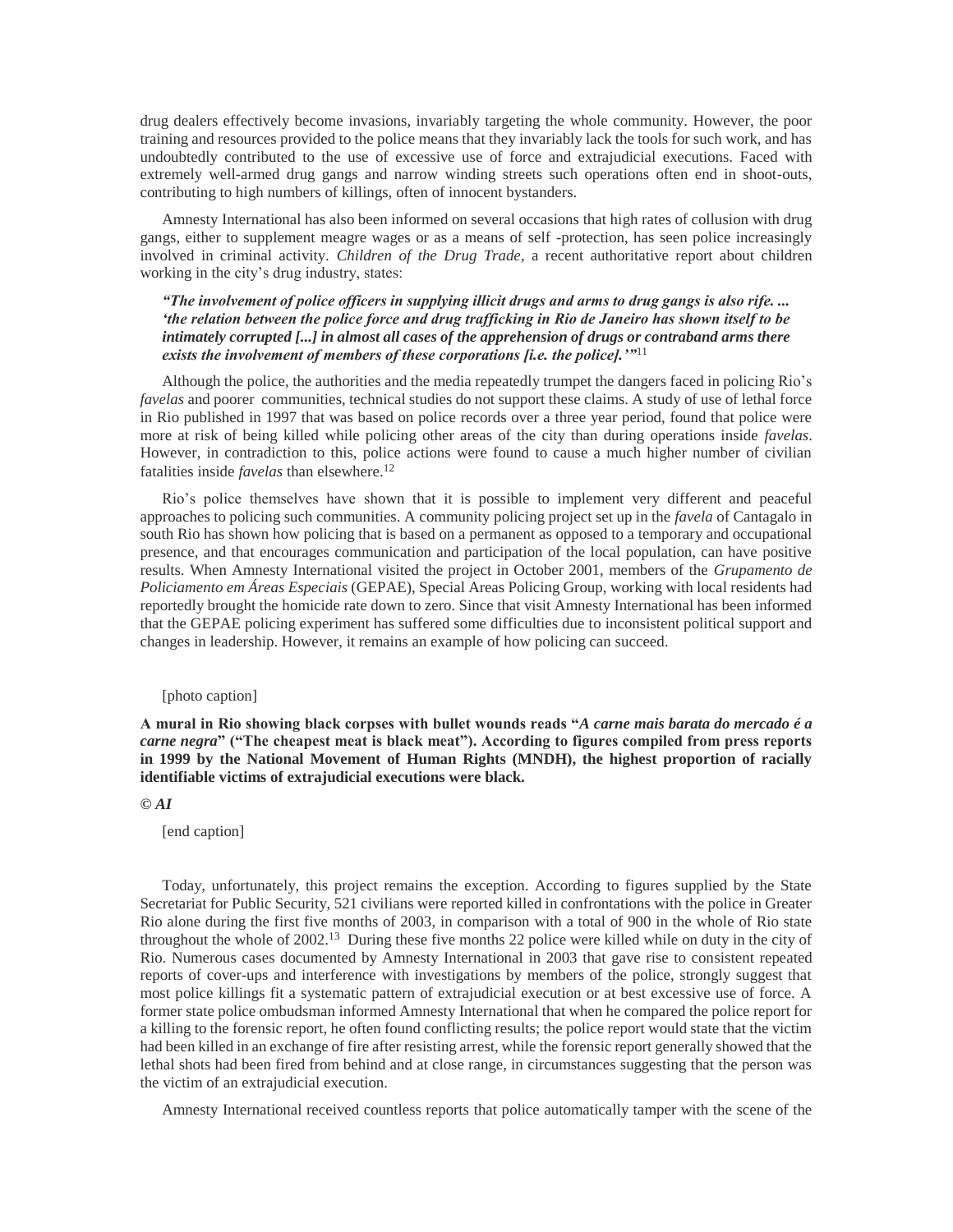drug dealers effectively become invasions, invariably targeting the whole community. However, the poor training and resources provided to the police means that they invariably lack the tools for such work, and has undoubtedly contributed to the use of excessive use of force and extrajudicial executions. Faced with extremely well-armed drug gangs and narrow winding streets such operations often end in shoot-outs, contributing to high numbers of killings, often of innocent bystanders.

Amnesty International has also been informed on several occasions that high rates of collusion with drug gangs, either to supplement meagre wages or as a means of self -protection, has seen police increasingly involved in criminal activity. *Children of the Drug Trade*, a recent authoritative report about children working in the city's drug industry, states:

***"The involvement of police officers in supplying illicit drugs and arms to drug gangs is also rife. ... 'the relation between the police force and drug trafficking in Rio de Janeiro has shown itself to be intimately corrupted [...] in almost all cases of the apprehension of drugs or contraband arms there exists the involvement of members of these corporations [i.e. the police].'"***[11]

Although the police, the authorities and the media repeatedly trumpet the dangers faced in policing Rio's *favelas* and poorer communities, technical studies do not support these claims. A study of use of lethal force in Rio published in 1997 that was based on police records over a three year period, found that police were more at risk of being killed while policing other areas of the city than during operations inside *favelas*. However, in contradiction to this, police actions were found to cause a much higher number of civilian fatalities inside *favelas* than elsewhere.[12]

Rio's police themselves have shown that it is possible to implement very different and peaceful approaches to policing such communities. A community policing project set up in the *favela* of Cantagalo in south Rio has shown how policing that is based on a permanent as opposed to a temporary and occupational presence, and that encourages communication and participation of the local population, can have positive results. When Amnesty International visited the project in October 2001, members of the *Grupamento de Policiamento em Áreas Especiais* (GEPAE), Special Areas Policing Group, working with local residents had reportedly brought the homicide rate down to zero. Since that visit Amnesty International has been informed that the GEPAE policing experiment has suffered some difficulties due to inconsistent political support and changes in leadership. However, it remains an example of how policing can succeed.

[photo caption]

**A mural in Rio showing black corpses with bullet wounds reads "*A carne mais barata do mercado é a carne negra*" ("The cheapest meat is black meat"). According to figures compiled from press reports in 1999 by the National Movement of Human Rights (MNDH), the highest proportion of racially identifiable victims of extrajudicial executions were black.**

***© AI***

[end caption]

Today, unfortunately, this project remains the exception. According to figures supplied by the State Secretariat for Public Security, 521 civilians were reported killed in confrontations with the police in Greater Rio alone during the first five months of 2003, in comparison with a total of 900 in the whole of Rio state throughout the whole of 2002.[13] During these five months 22 police were killed while on duty in the city of Rio. Numerous cases documented by Amnesty International in 2003 that gave rise to consistent repeated reports of cover-ups and interference with investigations by members of the police, strongly suggest that most police killings fit a systematic pattern of extrajudicial execution or at best excessive use of force. A former state police ombudsman informed Amnesty International that when he compared the police report for a killing to the forensic report, he often found conflicting results; the police report would state that the victim had been killed in an exchange of fire after resisting arrest, while the forensic report generally showed that the lethal shots had been fired from behind and at close range, in circumstances suggesting that the person was the victim of an extrajudicial execution.

Amnesty International received countless reports that police automatically tamper with the scene of the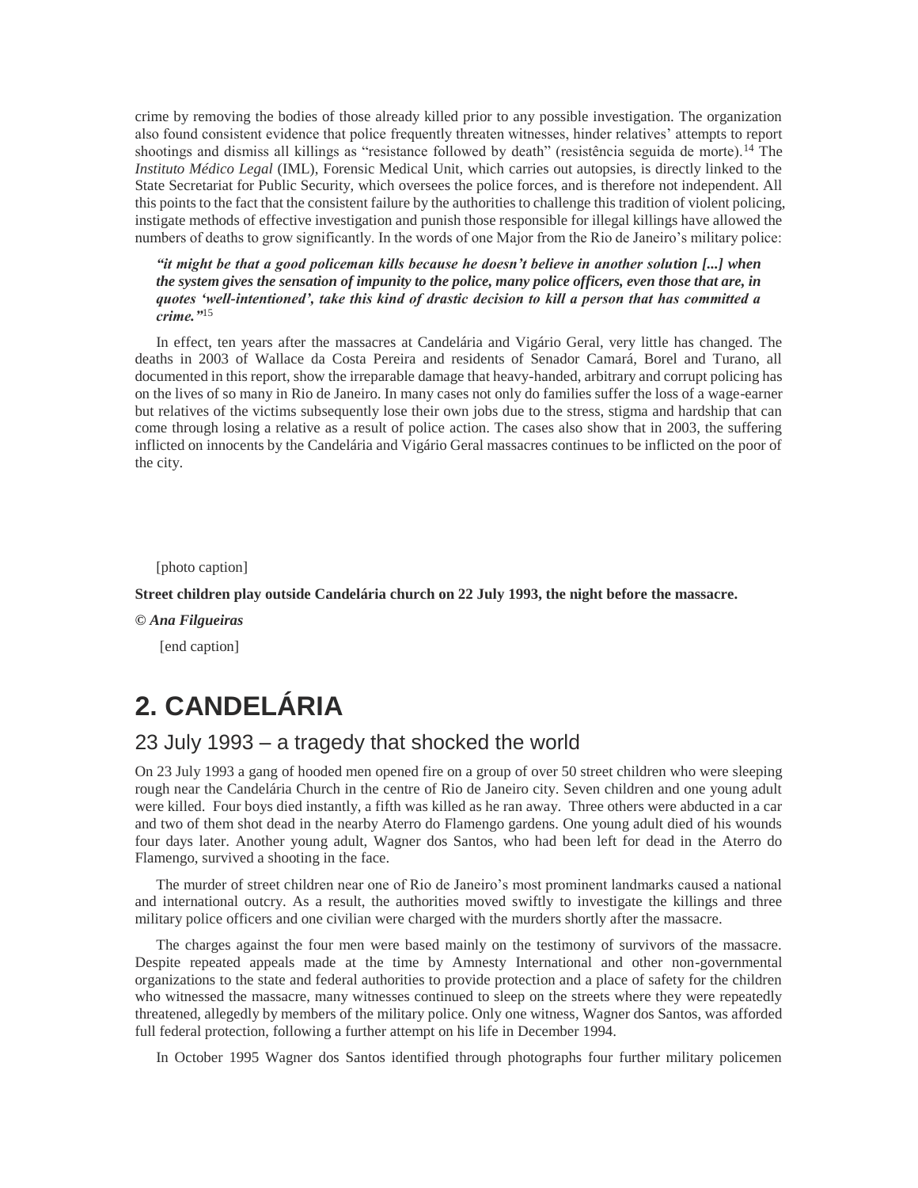crime by removing the bodies of those already killed prior to any possible investigation. The organization also found consistent evidence that police frequently threaten witnesses, hinder relatives' attempts to report shootings and dismiss all killings as "resistance followed by death" (resistência seguida de morte).[14] The *Instituto Médico Legal* (IML), Forensic Medical Unit, which carries out autopsies, is directly linked to the State Secretariat for Public Security, which oversees the police forces, and is therefore not independent. All this points to the fact that the consistent failure by the authorities to challenge this tradition of violent policing, instigate methods of effective investigation and punish those responsible for illegal killings have allowed the numbers of deaths to grow significantly. In the words of one Major from the Rio de Janeiro's military police:

> ***"it might be that a good policeman kills because he doesn't believe in another solution [...] when the system gives the sensation of impunity to the police, many police officers, even those that are, in quotes 'well-intentioned', take this kind of drastic decision to kill a person that has committed a crime."***[15]

In effect, ten years after the massacres at Candelária and Vigário Geral, very little has changed. The deaths in 2003 of Wallace da Costa Pereira and residents of Senador Camará, Borel and Turano, all documented in this report, show the irreparable damage that heavy-handed, arbitrary and corrupt policing has on the lives of so many in Rio de Janeiro. In many cases not only do families suffer the loss of a wage-earner but relatives of the victims subsequently lose their own jobs due to the stress, stigma and hardship that can come through losing a relative as a result of police action. The cases also show that in 2003, the suffering inflicted on innocents by the Candelária and Vigário Geral massacres continues to be inflicted on the poor of the city.

[photo caption]

**Street children play outside Candelária church on 22 July 1993, the night before the massacre.**

***© Ana Filgueiras***

[end caption]

# 2. CANDELÁRIA

## 23 July 1993 – a tragedy that shocked the world

On 23 July 1993 a gang of hooded men opened fire on a group of over 50 street children who were sleeping rough near the Candelária Church in the centre of Rio de Janeiro city. Seven children and one young adult were killed. Four boys died instantly, a fifth was killed as he ran away. Three others were abducted in a car and two of them shot dead in the nearby Aterro do Flamengo gardens. One young adult died of his wounds four days later. Another young adult, Wagner dos Santos, who had been left for dead in the Aterro do Flamengo, survived a shooting in the face.

The murder of street children near one of Rio de Janeiro's most prominent landmarks caused a national and international outcry. As a result, the authorities moved swiftly to investigate the killings and three military police officers and one civilian were charged with the murders shortly after the massacre.

The charges against the four men were based mainly on the testimony of survivors of the massacre. Despite repeated appeals made at the time by Amnesty International and other non-governmental organizations to the state and federal authorities to provide protection and a place of safety for the children who witnessed the massacre, many witnesses continued to sleep on the streets where they were repeatedly threatened, allegedly by members of the military police. Only one witness, Wagner dos Santos, was afforded full federal protection, following a further attempt on his life in December 1994.

In October 1995 Wagner dos Santos identified through photographs four further military policemen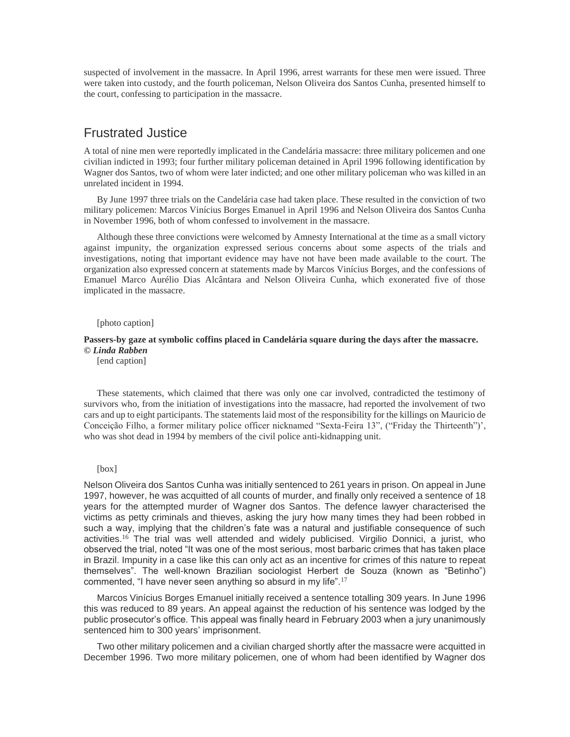suspected of involvement in the massacre. In April 1996, arrest warrants for these men were issued. Three were taken into custody, and the fourth policeman, Nelson Oliveira dos Santos Cunha, presented himself to the court, confessing to participation in the massacre.

## Frustrated Justice

A total of nine men were reportedly implicated in the Candelária massacre: three military policemen and one civilian indicted in 1993; four further military policeman detained in April 1996 following identification by Wagner dos Santos, two of whom were later indicted; and one other military policeman who was killed in an unrelated incident in 1994.

By June 1997 three trials on the Candelária case had taken place. These resulted in the conviction of two military policemen: Marcos Vinícius Borges Emanuel in April 1996 and Nelson Oliveira dos Santos Cunha in November 1996, both of whom confessed to involvement in the massacre.

Although these three convictions were welcomed by Amnesty International at the time as a small victory against impunity, the organization expressed serious concerns about some aspects of the trials and investigations, noting that important evidence may have not have been made available to the court. The organization also expressed concern at statements made by Marcos Vinícius Borges, and the confessions of Emanuel Marco Aurélio Dias Alcântara and Nelson Oliveira Cunha, which exonerated five of those implicated in the massacre.

[photo caption]

**Passers-by gaze at symbolic coffins placed in Candelária square during the days after the massacre. © *Linda Rabben***

[end caption]

These statements, which claimed that there was only one car involved, contradicted the testimony of survivors who, from the initiation of investigations into the massacre, had reported the involvement of two cars and up to eight participants. The statements laid most of the responsibility for the killings on Mauricio de Conceição Filho, a former military police officer nicknamed "Sexta-Feira 13", ("Friday the Thirteenth")', who was shot dead in 1994 by members of the civil police anti-kidnapping unit.

[box]

Nelson Oliveira dos Santos Cunha was initially sentenced to 261 years in prison. On appeal in June 1997, however, he was acquitted of all counts of murder, and finally only received a sentence of 18 years for the attempted murder of Wagner dos Santos. The defence lawyer characterised the victims as petty criminals and thieves, asking the jury how many times they had been robbed in such a way, implying that the children's fate was a natural and justifiable consequence of such activities.[16] The trial was well attended and widely publicised. Virgilio Donnici, a jurist, who observed the trial, noted "It was one of the most serious, most barbaric crimes that has taken place in Brazil. Impunity in a case like this can only act as an incentive for crimes of this nature to repeat themselves". The well-known Brazilian sociologist Herbert de Souza (known as "Betinho") commented, "I have never seen anything so absurd in my life".[17]

Marcos Vinícius Borges Emanuel initially received a sentence totalling 309 years. In June 1996 this was reduced to 89 years. An appeal against the reduction of his sentence was lodged by the public prosecutor's office. This appeal was finally heard in February 2003 when a jury unanimously sentenced him to 300 years' imprisonment.

Two other military policemen and a civilian charged shortly after the massacre were acquitted in December 1996. Two more military policemen, one of whom had been identified by Wagner dos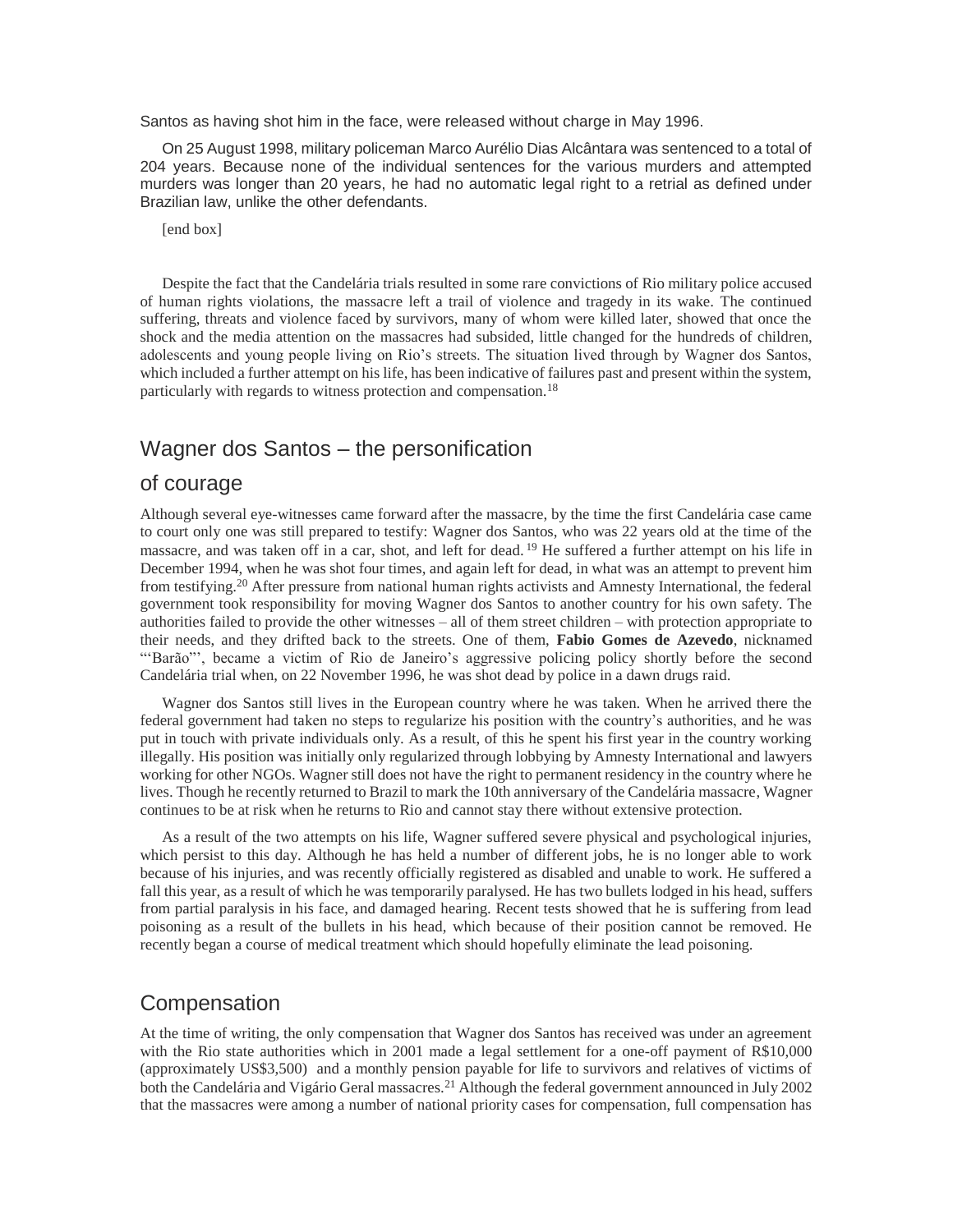Santos as having shot him in the face, were released without charge in May 1996.

On 25 August 1998, military policeman Marco Aurélio Dias Alcântara was sentenced to a total of 204 years. Because none of the individual sentences for the various murders and attempted murders was longer than 20 years, he had no automatic legal right to a retrial as defined under Brazilian law, unlike the other defendants.

[end box]

Despite the fact that the Candelária trials resulted in some rare convictions of Rio military police accused of human rights violations, the massacre left a trail of violence and tragedy in its wake. The continued suffering, threats and violence faced by survivors, many of whom were killed later, showed that once the shock and the media attention on the massacres had subsided, little changed for the hundreds of children, adolescents and young people living on Rio's streets. The situation lived through by Wagner dos Santos, which included a further attempt on his life, has been indicative of failures past and present within the system, particularly with regards to witness protection and compensation.[18]

## Wagner dos Santos – the personification of courage

Although several eye-witnesses came forward after the massacre, by the time the first Candelária case came to court only one was still prepared to testify: Wagner dos Santos, who was 22 years old at the time of the massacre, and was taken off in a car, shot, and left for dead.[19] He suffered a further attempt on his life in December 1994, when he was shot four times, and again left for dead, in what was an attempt to prevent him from testifying.[20] After pressure from national human rights activists and Amnesty International, the federal government took responsibility for moving Wagner dos Santos to another country for his own safety. The authorities failed to provide the other witnesses – all of them street children – with protection appropriate to their needs, and they drifted back to the streets. One of them, **Fabio Gomes de Azevedo**, nicknamed "'Barão"', became a victim of Rio de Janeiro's aggressive policing policy shortly before the second Candelária trial when, on 22 November 1996, he was shot dead by police in a dawn drugs raid.

Wagner dos Santos still lives in the European country where he was taken. When he arrived there the federal government had taken no steps to regularize his position with the country's authorities, and he was put in touch with private individuals only. As a result, of this he spent his first year in the country working illegally. His position was initially only regularized through lobbying by Amnesty International and lawyers working for other NGOs. Wagner still does not have the right to permanent residency in the country where he lives. Though he recently returned to Brazil to mark the 10th anniversary of the Candelária massacre, Wagner continues to be at risk when he returns to Rio and cannot stay there without extensive protection.

As a result of the two attempts on his life, Wagner suffered severe physical and psychological injuries, which persist to this day. Although he has held a number of different jobs, he is no longer able to work because of his injuries, and was recently officially registered as disabled and unable to work. He suffered a fall this year, as a result of which he was temporarily paralysed. He has two bullets lodged in his head, suffers from partial paralysis in his face, and damaged hearing. Recent tests showed that he is suffering from lead poisoning as a result of the bullets in his head, which because of their position cannot be removed. He recently began a course of medical treatment which should hopefully eliminate the lead poisoning.

## Compensation

At the time of writing, the only compensation that Wagner dos Santos has received was under an agreement with the Rio state authorities which in 2001 made a legal settlement for a one-off payment of R$10,000 (approximately US$3,500) and a monthly pension payable for life to survivors and relatives of victims of both the Candelária and Vigário Geral massacres.[21] Although the federal government announced in July 2002 that the massacres were among a number of national priority cases for compensation, full compensation has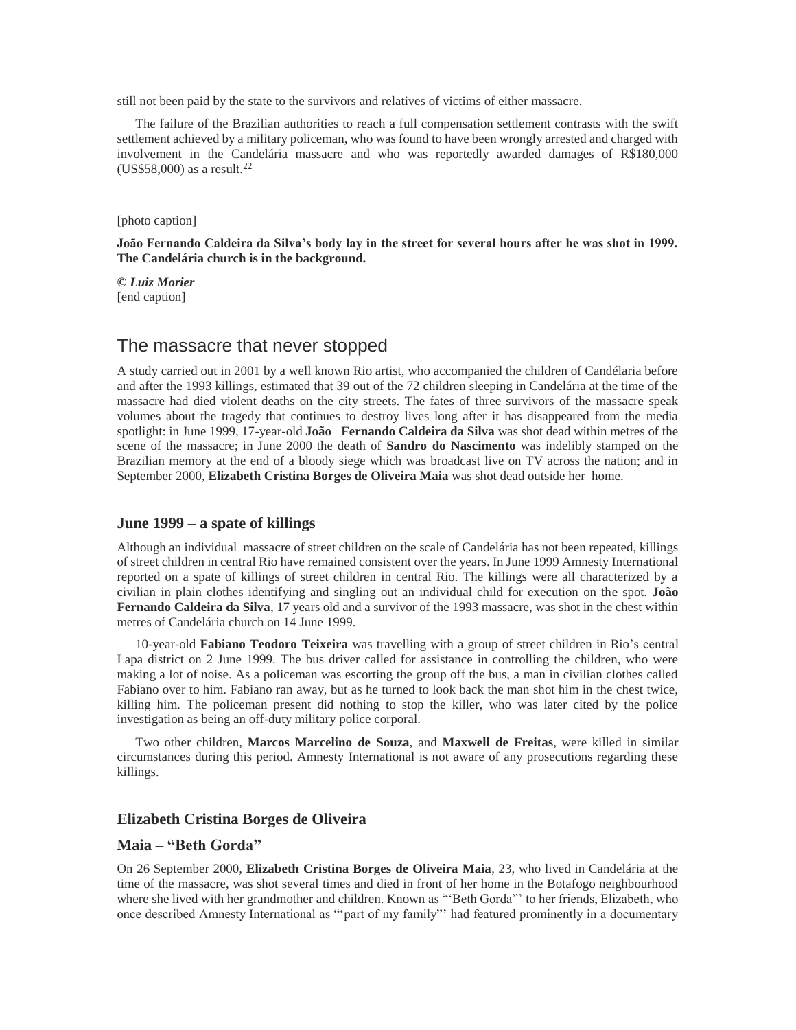still not been paid by the state to the survivors and relatives of victims of either massacre.

The failure of the Brazilian authorities to reach a full compensation settlement contrasts with the swift settlement achieved by a military policeman, who was found to have been wrongly arrested and charged with involvement in the Candelária massacre and who was reportedly awarded damages of R$180,000 (US$58,000) as a result.[22]

[photo caption]

**João Fernando Caldeira da Silva's body lay in the street for several hours after he was shot in 1999. The Candelária church is in the background.**

***© Luiz Morier***
[end caption]

## The massacre that never stopped

A study carried out in 2001 by a well known Rio artist, who accompanied the children of Candélaria before and after the 1993 killings, estimated that 39 out of the 72 children sleeping in Candelária at the time of the massacre had died violent deaths on the city streets. The fates of three survivors of the massacre speak volumes about the tragedy that continues to destroy lives long after it has disappeared from the media spotlight: in June 1999, 17-year-old **João Fernando Caldeira da Silva** was shot dead within metres of the scene of the massacre; in June 2000 the death of **Sandro do Nascimento** was indelibly stamped on the Brazilian memory at the end of a bloody siege which was broadcast live on TV across the nation; and in September 2000, **Elizabeth Cristina Borges de Oliveira Maia** was shot dead outside her home.

### June 1999 – a spate of killings

Although an individual massacre of street children on the scale of Candelária has not been repeated, killings of street children in central Rio have remained consistent over the years. In June 1999 Amnesty International reported on a spate of killings of street children in central Rio. The killings were all characterized by a civilian in plain clothes identifying and singling out an individual child for execution on the spot. **João Fernando Caldeira da Silva**, 17 years old and a survivor of the 1993 massacre, was shot in the chest within metres of Candelária church on 14 June 1999.

10-year-old **Fabiano Teodoro Teixeira** was travelling with a group of street children in Rio's central Lapa district on 2 June 1999. The bus driver called for assistance in controlling the children, who were making a lot of noise. As a policeman was escorting the group off the bus, a man in civilian clothes called Fabiano over to him. Fabiano ran away, but as he turned to look back the man shot him in the chest twice, killing him. The policeman present did nothing to stop the killer, who was later cited by the police investigation as being an off-duty military police corporal.

Two other children, **Marcos Marcelino de Souza**, and **Maxwell de Freitas**, were killed in similar circumstances during this period. Amnesty International is not aware of any prosecutions regarding these killings.

### Elizabeth Cristina Borges de Oliveira Maia – "Beth Gorda"

On 26 September 2000, **Elizabeth Cristina Borges de Oliveira Maia**, 23, who lived in Candelária at the time of the massacre, was shot several times and died in front of her home in the Botafogo neighbourhood where she lived with her grandmother and children. Known as "'Beth Gorda"' to her friends, Elizabeth, who once described Amnesty International as "'part of my family"' had featured prominently in a documentary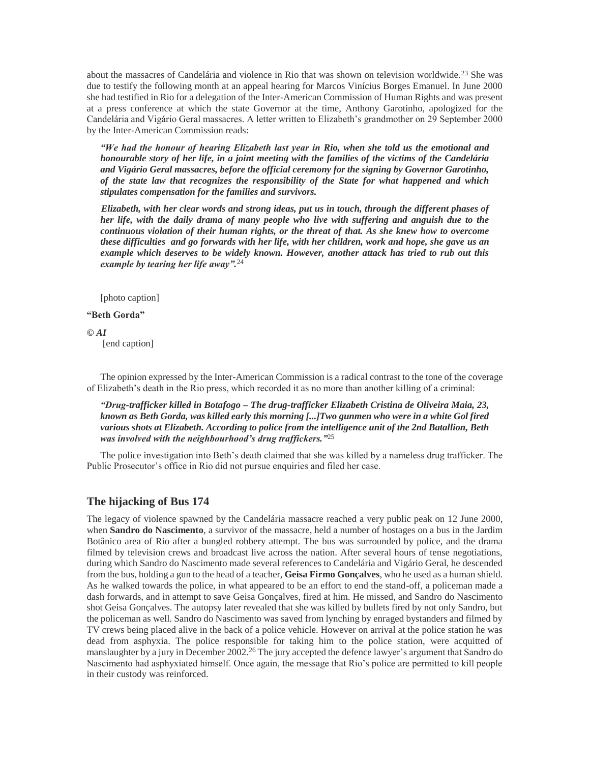about the massacres of Candelária and violence in Rio that was shown on television worldwide.[23] She was due to testify the following month at an appeal hearing for Marcos Vinícius Borges Emanuel. In June 2000 she had testified in Rio for a delegation of the Inter-American Commission of Human Rights and was present at a press conference at which the state Governor at the time, Anthony Garotinho, apologized for the Candelária and Vigário Geral massacres. A letter written to Elizabeth's grandmother on 29 September 2000 by the Inter-American Commission reads:

> ***"We had the honour of hearing Elizabeth last year in Rio, when she told us the emotional and honourable story of her life, in a joint meeting with the families of the victims of the Candelária and Vigário Geral massacres, before the official ceremony for the signing by Governor Garotinho, of the state law that recognizes the responsibility of the State for what happened and which stipulates compensation for the families and survivors.***
>
> ***Elizabeth, with her clear words and strong ideas, put us in touch, through the different phases of her life, with the daily drama of many people who live with suffering and anguish due to the continuous violation of their human rights, or the threat of that. As she knew how to overcome these difficulties and go forwards with her life, with her children, work and hope, she gave us an example which deserves to be widely known. However, another attack has tried to rub out this example by tearing her life away".***[24]

[photo caption]

**"Beth Gorda"**

***© AI***

[end caption]

The opinion expressed by the Inter-American Commission is a radical contrast to the tone of the coverage of Elizabeth's death in the Rio press, which recorded it as no more than another killing of a criminal:

> ***"Drug-trafficker killed in Botafogo – The drug-trafficker Elizabeth Cristina de Oliveira Maia, 23, known as Beth Gorda, was killed early this morning [...]Two gunmen who were in a white Gol fired various shots at Elizabeth. According to police from the intelligence unit of the 2nd Batallion, Beth was involved with the neighbourhood's drug traffickers."***[25]

The police investigation into Beth's death claimed that she was killed by a nameless drug trafficker. The Public Prosecutor's office in Rio did not pursue enquiries and filed her case.

## The hijacking of Bus 174

The legacy of violence spawned by the Candelária massacre reached a very public peak on 12 June 2000, when **Sandro do Nascimento**, a survivor of the massacre, held a number of hostages on a bus in the Jardim Botânico area of Rio after a bungled robbery attempt. The bus was surrounded by police, and the drama filmed by television crews and broadcast live across the nation. After several hours of tense negotiations, during which Sandro do Nascimento made several references to Candelária and Vigário Geral, he descended from the bus, holding a gun to the head of a teacher, **Geisa Firmo Gonçalves**, who he used as a human shield. As he walked towards the police, in what appeared to be an effort to end the stand-off, a policeman made a dash forwards, and in attempt to save Geisa Gonçalves, fired at him. He missed, and Sandro do Nascimento shot Geisa Gonçalves. The autopsy later revealed that she was killed by bullets fired by not only Sandro, but the policeman as well. Sandro do Nascimento was saved from lynching by enraged bystanders and filmed by TV crews being placed alive in the back of a police vehicle. However on arrival at the police station he was dead from asphyxia. The police responsible for taking him to the police station, were acquitted of manslaughter by a jury in December 2002.[26] The jury accepted the defence lawyer's argument that Sandro do Nascimento had asphyxiated himself. Once again, the message that Rio's police are permitted to kill people in their custody was reinforced.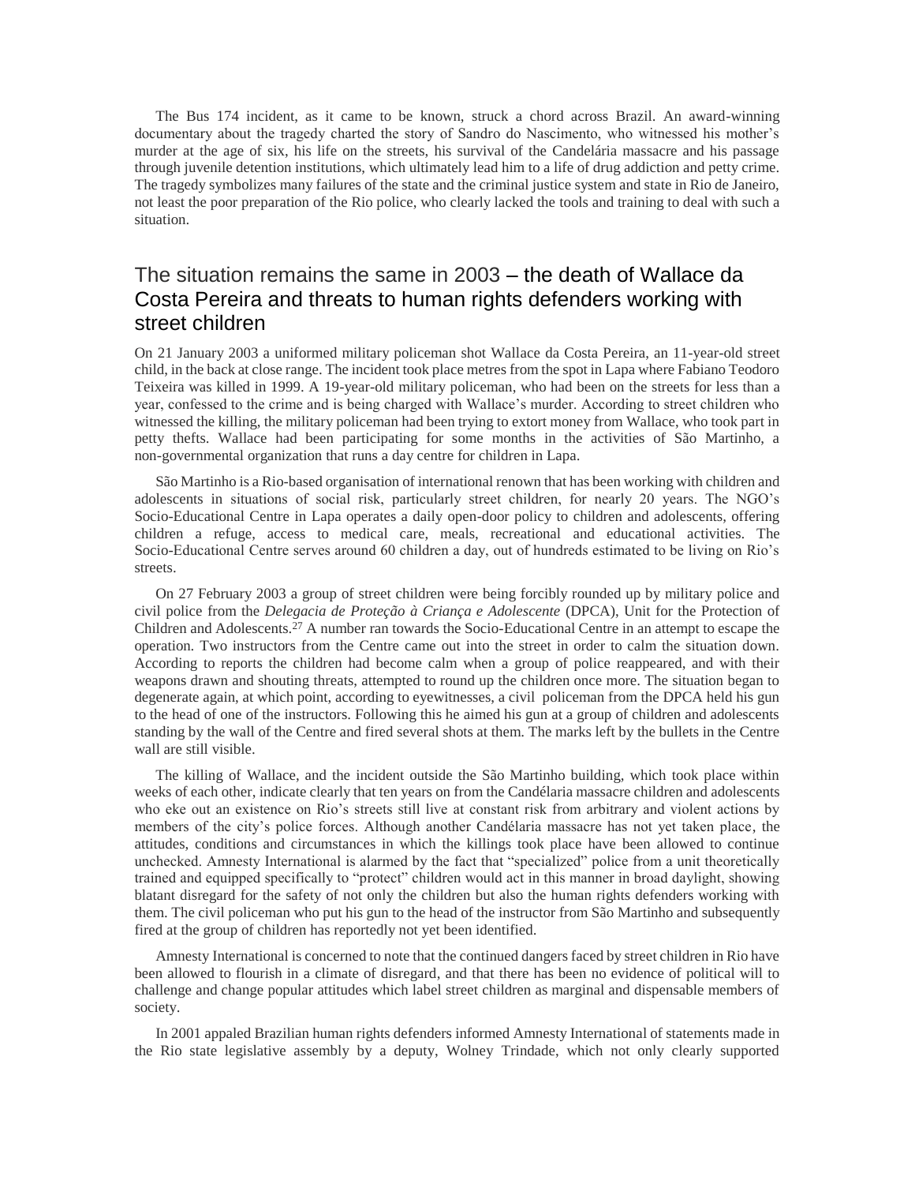The Bus 174 incident, as it came to be known, struck a chord across Brazil. An award-winning documentary about the tragedy charted the story of Sandro do Nascimento, who witnessed his mother's murder at the age of six, his life on the streets, his survival of the Candelária massacre and his passage through juvenile detention institutions, which ultimately lead him to a life of drug addiction and petty crime. The tragedy symbolizes many failures of the state and the criminal justice system and state in Rio de Janeiro, not least the poor preparation of the Rio police, who clearly lacked the tools and training to deal with such a situation.

## The situation remains the same in 2003 – the death of Wallace da Costa Pereira and threats to human rights defenders working with street children

On 21 January 2003 a uniformed military policeman shot Wallace da Costa Pereira, an 11-year-old street child, in the back at close range. The incident took place metres from the spot in Lapa where Fabiano Teodoro Teixeira was killed in 1999. A 19-year-old military policeman, who had been on the streets for less than a year, confessed to the crime and is being charged with Wallace's murder. According to street children who witnessed the killing, the military policeman had been trying to extort money from Wallace, who took part in petty thefts. Wallace had been participating for some months in the activities of São Martinho, a non-governmental organization that runs a day centre for children in Lapa.

São Martinho is a Rio-based organisation of international renown that has been working with children and adolescents in situations of social risk, particularly street children, for nearly 20 years. The NGO's Socio-Educational Centre in Lapa operates a daily open-door policy to children and adolescents, offering children a refuge, access to medical care, meals, recreational and educational activities. The Socio-Educational Centre serves around 60 children a day, out of hundreds estimated to be living on Rio's streets.

On 27 February 2003 a group of street children were being forcibly rounded up by military police and civil police from the *Delegacia de Proteção à Criança e Adolescente* (DPCA), Unit for the Protection of Children and Adolescents.[27] A number ran towards the Socio-Educational Centre in an attempt to escape the operation. Two instructors from the Centre came out into the street in order to calm the situation down. According to reports the children had become calm when a group of police reappeared, and with their weapons drawn and shouting threats, attempted to round up the children once more. The situation began to degenerate again, at which point, according to eyewitnesses, a civil policeman from the DPCA held his gun to the head of one of the instructors. Following this he aimed his gun at a group of children and adolescents standing by the wall of the Centre and fired several shots at them. The marks left by the bullets in the Centre wall are still visible.

The killing of Wallace, and the incident outside the São Martinho building, which took place within weeks of each other, indicate clearly that ten years on from the Candélaria massacre children and adolescents who eke out an existence on Rio's streets still live at constant risk from arbitrary and violent actions by members of the city's police forces. Although another Candélaria massacre has not yet taken place, the attitudes, conditions and circumstances in which the killings took place have been allowed to continue unchecked. Amnesty International is alarmed by the fact that "specialized" police from a unit theoretically trained and equipped specifically to "protect" children would act in this manner in broad daylight, showing blatant disregard for the safety of not only the children but also the human rights defenders working with them. The civil policeman who put his gun to the head of the instructor from São Martinho and subsequently fired at the group of children has reportedly not yet been identified.

Amnesty International is concerned to note that the continued dangers faced by street children in Rio have been allowed to flourish in a climate of disregard, and that there has been no evidence of political will to challenge and change popular attitudes which label street children as marginal and dispensable members of society.

In 2001 appaled Brazilian human rights defenders informed Amnesty International of statements made in the Rio state legislative assembly by a deputy, Wolney Trindade, which not only clearly supported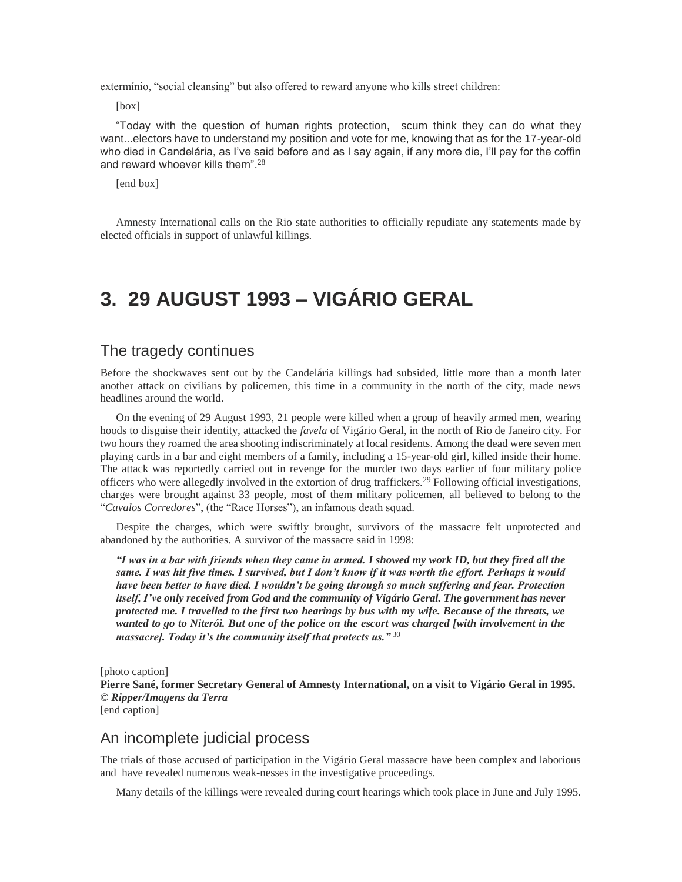extermínio, "social cleansing" but also offered to reward anyone who kills street children:

[box]

"Today with the question of human rights protection, scum think they can do what they want...electors have to understand my position and vote for me, knowing that as for the 17-year-old who died in Candelária, as I've said before and as I say again, if any more die, I'll pay for the coffin and reward whoever kills them".[28]

[end box]

Amnesty International calls on the Rio state authorities to officially repudiate any statements made by elected officials in support of unlawful killings.

# 3. 29 AUGUST 1993 – VIGÁRIO GERAL

## The tragedy continues

Before the shockwaves sent out by the Candelária killings had subsided, little more than a month later another attack on civilians by policemen, this time in a community in the north of the city, made news headlines around the world.

On the evening of 29 August 1993, 21 people were killed when a group of heavily armed men, wearing hoods to disguise their identity, attacked the *favela* of Vigário Geral, in the north of Rio de Janeiro city. For two hours they roamed the area shooting indiscriminately at local residents. Among the dead were seven men playing cards in a bar and eight members of a family, including a 15-year-old girl, killed inside their home. The attack was reportedly carried out in revenge for the murder two days earlier of four military police officers who were allegedly involved in the extortion of drug traffickers.[29] Following official investigations, charges were brought against 33 people, most of them military policemen, all believed to belong to the "*Cavalos Corredores*", (the "Race Horses"), an infamous death squad.

Despite the charges, which were swiftly brought, survivors of the massacre felt unprotected and abandoned by the authorities. A survivor of the massacre said in 1998:

***"I was in a bar with friends when they came in armed. I showed my work ID, but they fired all the same. I was hit five times. I survived, but I don't know if it was worth the effort. Perhaps it would have been better to have died. I wouldn't be going through so much suffering and fear. Protection itself, I've only received from God and the community of Vigário Geral. The government has never protected me. I travelled to the first two hearings by bus with my wife. Because of the threats, we wanted to go to Niterói. But one of the police on the escort was charged [with involvement in the massacre]. Today it's the community itself that protects us."***[30]

[photo caption]
**Pierre Sané, former Secretary General of Amnesty International, on a visit to Vigário Geral in 1995. © *Ripper/Imagens da Terra***
[end caption]

## An incomplete judicial process

The trials of those accused of participation in the Vigário Geral massacre have been complex and laborious and have revealed numerous weak-nesses in the investigative proceedings.

Many details of the killings were revealed during court hearings which took place in June and July 1995.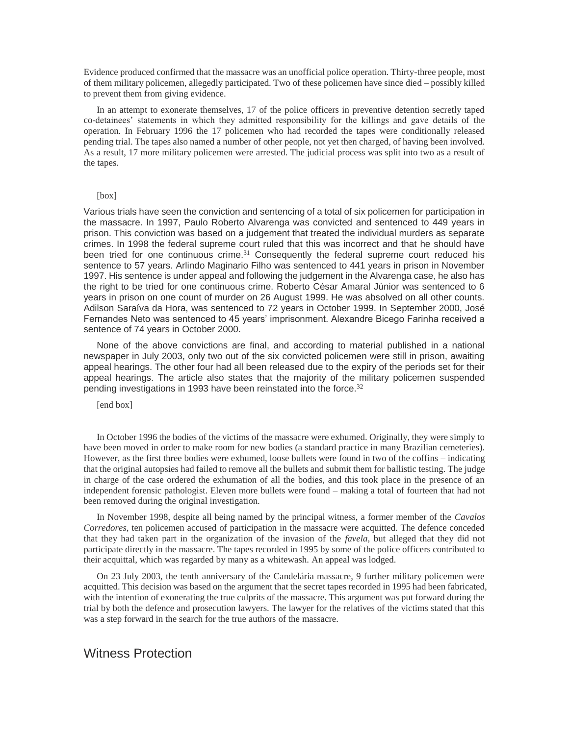Evidence produced confirmed that the massacre was an unofficial police operation. Thirty-three people, most of them military policemen, allegedly participated. Two of these policemen have since died – possibly killed to prevent them from giving evidence.

In an attempt to exonerate themselves, 17 of the police officers in preventive detention secretly taped co-detainees' statements in which they admitted responsibility for the killings and gave details of the operation. In February 1996 the 17 policemen who had recorded the tapes were conditionally released pending trial. The tapes also named a number of other people, not yet then charged, of having been involved. As a result, 17 more military policemen were arrested. The judicial process was split into two as a result of the tapes.

[box]

Various trials have seen the conviction and sentencing of a total of six policemen for participation in the massacre. In 1997, Paulo Roberto Alvarenga was convicted and sentenced to 449 years in prison. This conviction was based on a judgement that treated the individual murders as separate crimes. In 1998 the federal supreme court ruled that this was incorrect and that he should have been tried for one continuous crime.[31] Consequently the federal supreme court reduced his sentence to 57 years. Arlindo Maginario Filho was sentenced to 441 years in prison in November 1997. His sentence is under appeal and following the judgement in the Alvarenga case, he also has the right to be tried for one continuous crime. Roberto César Amaral Júnior was sentenced to 6 years in prison on one count of murder on 26 August 1999. He was absolved on all other counts. Adilson Saraíva da Hora, was sentenced to 72 years in October 1999. In September 2000, José Fernandes Neto was sentenced to 45 years' imprisonment. Alexandre Bicego Farinha received a sentence of 74 years in October 2000.

None of the above convictions are final, and according to material published in a national newspaper in July 2003, only two out of the six convicted policemen were still in prison, awaiting appeal hearings. The other four had all been released due to the expiry of the periods set for their appeal hearings. The article also states that the majority of the military policemen suspended pending investigations in 1993 have been reinstated into the force.[32]

[end box]

In October 1996 the bodies of the victims of the massacre were exhumed. Originally, they were simply to have been moved in order to make room for new bodies (a standard practice in many Brazilian cemeteries). However, as the first three bodies were exhumed, loose bullets were found in two of the coffins – indicating that the original autopsies had failed to remove all the bullets and submit them for ballistic testing. The judge in charge of the case ordered the exhumation of all the bodies, and this took place in the presence of an independent forensic pathologist. Eleven more bullets were found – making a total of fourteen that had not been removed during the original investigation.

In November 1998, despite all being named by the principal witness, a former member of the *Cavalos Corredores*, ten policemen accused of participation in the massacre were acquitted. The defence conceded that they had taken part in the organization of the invasion of the *favela*, but alleged that they did not participate directly in the massacre. The tapes recorded in 1995 by some of the police officers contributed to their acquittal, which was regarded by many as a whitewash. An appeal was lodged.

On 23 July 2003, the tenth anniversary of the Candelária massacre, 9 further military policemen were acquitted. This decision was based on the argument that the secret tapes recorded in 1995 had been fabricated, with the intention of exonerating the true culprits of the massacre. This argument was put forward during the trial by both the defence and prosecution lawyers. The lawyer for the relatives of the victims stated that this was a step forward in the search for the true authors of the massacre.

## Witness Protection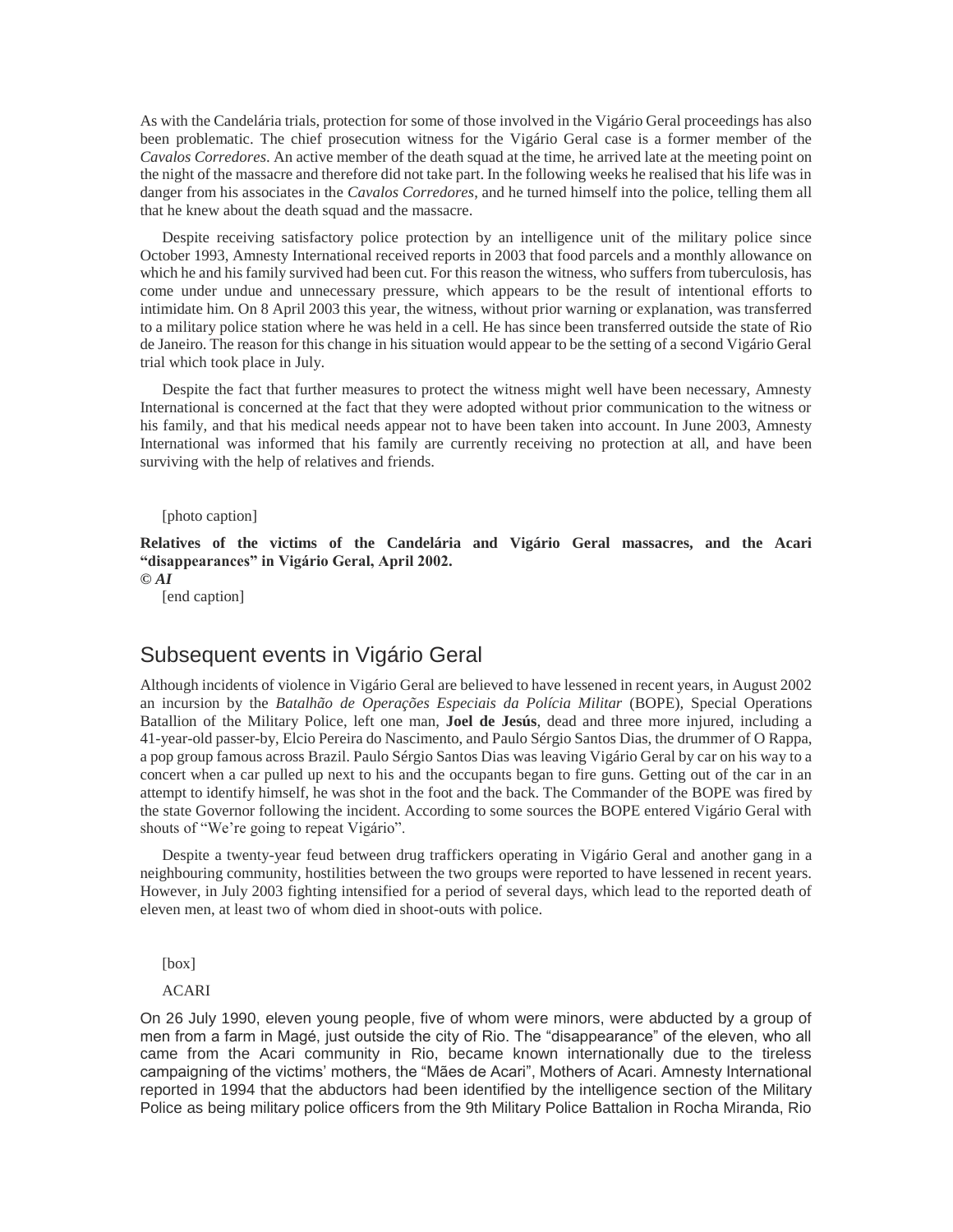As with the Candelária trials, protection for some of those involved in the Vigário Geral proceedings has also been problematic. The chief prosecution witness for the Vigário Geral case is a former member of the *Cavalos Corredores*. An active member of the death squad at the time, he arrived late at the meeting point on the night of the massacre and therefore did not take part. In the following weeks he realised that his life was in danger from his associates in the *Cavalos Corredores*, and he turned himself into the police, telling them all that he knew about the death squad and the massacre.

Despite receiving satisfactory police protection by an intelligence unit of the military police since October 1993, Amnesty International received reports in 2003 that food parcels and a monthly allowance on which he and his family survived had been cut. For this reason the witness, who suffers from tuberculosis, has come under undue and unnecessary pressure, which appears to be the result of intentional efforts to intimidate him. On 8 April 2003 this year, the witness, without prior warning or explanation, was transferred to a military police station where he was held in a cell. He has since been transferred outside the state of Rio de Janeiro. The reason for this change in his situation would appear to be the setting of a second Vigário Geral trial which took place in July.

Despite the fact that further measures to protect the witness might well have been necessary, Amnesty International is concerned at the fact that they were adopted without prior communication to the witness or his family, and that his medical needs appear not to have been taken into account. In June 2003, Amnesty International was informed that his family are currently receiving no protection at all, and have been surviving with the help of relatives and friends.

[photo caption]

**Relatives of the victims of the Candelária and Vigário Geral massacres, and the Acari "disappearances" in Vigário Geral, April 2002.**
***© AI***

[end caption]

## Subsequent events in Vigário Geral

Although incidents of violence in Vigário Geral are believed to have lessened in recent years, in August 2002 an incursion by the *Batalhão de Operações Especiais da Polícia Militar* (BOPE), Special Operations Batallion of the Military Police, left one man, **Joel de Jesús**, dead and three more injured, including a 41-year-old passer-by, Elcio Pereira do Nascimento, and Paulo Sérgio Santos Dias, the drummer of O Rappa, a pop group famous across Brazil. Paulo Sérgio Santos Dias was leaving Vigário Geral by car on his way to a concert when a car pulled up next to his and the occupants began to fire guns. Getting out of the car in an attempt to identify himself, he was shot in the foot and the back. The Commander of the BOPE was fired by the state Governor following the incident. According to some sources the BOPE entered Vigário Geral with shouts of "We're going to repeat Vigário".

Despite a twenty-year feud between drug traffickers operating in Vigário Geral and another gang in a neighbouring community, hostilities between the two groups were reported to have lessened in recent years. However, in July 2003 fighting intensified for a period of several days, which lead to the reported death of eleven men, at least two of whom died in shoot-outs with police.

[box]

ACARI

On 26 July 1990, eleven young people, five of whom were minors, were abducted by a group of men from a farm in Magé, just outside the city of Rio. The "disappearance" of the eleven, who all came from the Acari community in Rio, became known internationally due to the tireless campaigning of the victims' mothers, the "Mães de Acari", Mothers of Acari. Amnesty International reported in 1994 that the abductors had been identified by the intelligence section of the Military Police as being military police officers from the 9th Military Police Battalion in Rocha Miranda, Rio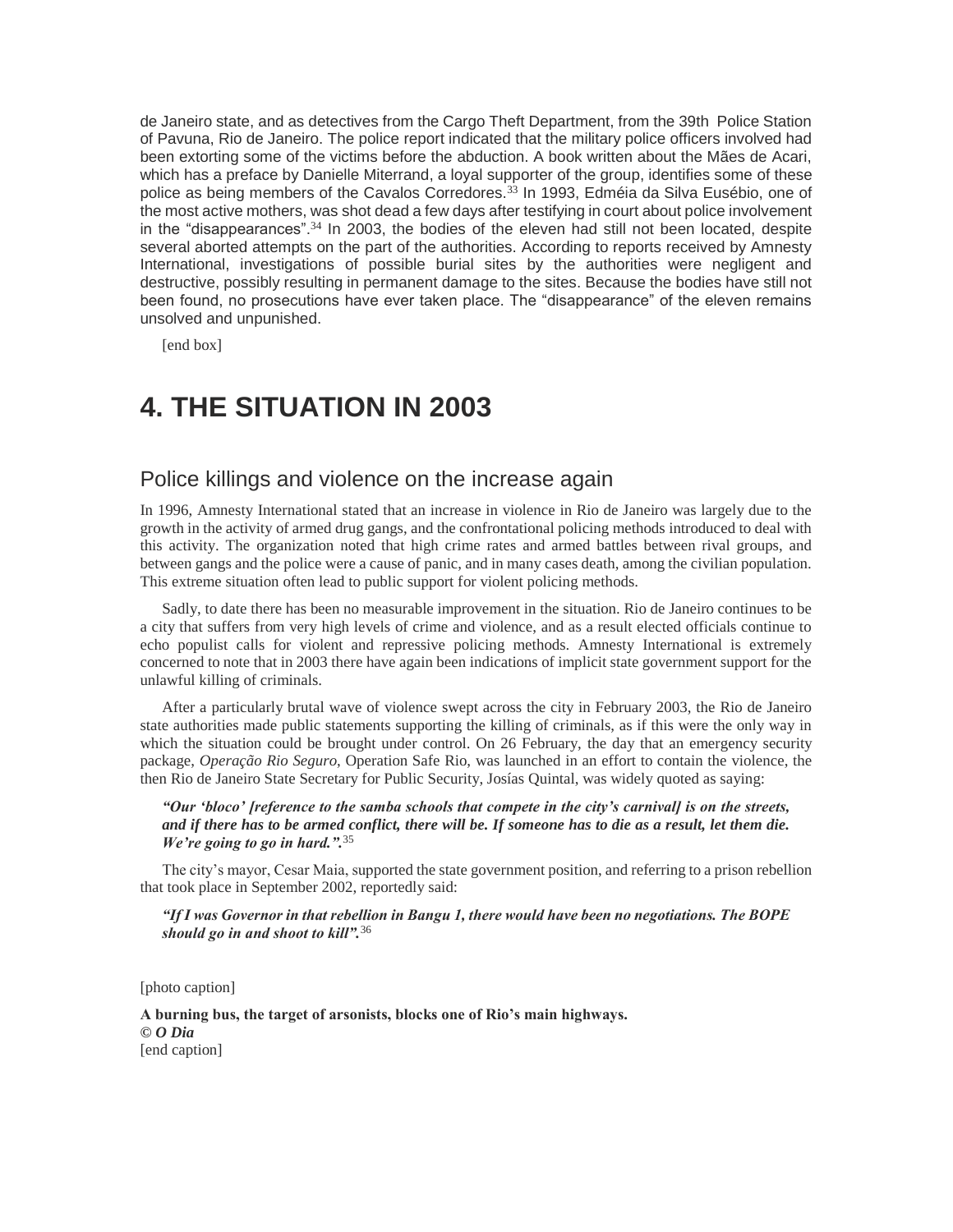de Janeiro state, and as detectives from the Cargo Theft Department, from the 39th Police Station of Pavuna, Rio de Janeiro. The police report indicated that the military police officers involved had been extorting some of the victims before the abduction. A book written about the Mães de Acari, which has a preface by Danielle Miterrand, a loyal supporter of the group, identifies some of these police as being members of the Cavalos Corredores.[33] In 1993, Edméia da Silva Eusébio, one of the most active mothers, was shot dead a few days after testifying in court about police involvement in the "disappearances".[34] In 2003, the bodies of the eleven had still not been located, despite several aborted attempts on the part of the authorities. According to reports received by Amnesty International, investigations of possible burial sites by the authorities were negligent and destructive, possibly resulting in permanent damage to the sites. Because the bodies have still not been found, no prosecutions have ever taken place. The "disappearance" of the eleven remains unsolved and unpunished.

[end box]

# 4. THE SITUATION IN 2003

## Police killings and violence on the increase again

In 1996, Amnesty International stated that an increase in violence in Rio de Janeiro was largely due to the growth in the activity of armed drug gangs, and the confrontational policing methods introduced to deal with this activity. The organization noted that high crime rates and armed battles between rival groups, and between gangs and the police were a cause of panic, and in many cases death, among the civilian population. This extreme situation often lead to public support for violent policing methods.

Sadly, to date there has been no measurable improvement in the situation. Rio de Janeiro continues to be a city that suffers from very high levels of crime and violence, and as a result elected officials continue to echo populist calls for violent and repressive policing methods. Amnesty International is extremely concerned to note that in 2003 there have again been indications of implicit state government support for the unlawful killing of criminals.

After a particularly brutal wave of violence swept across the city in February 2003, the Rio de Janeiro state authorities made public statements supporting the killing of criminals, as if this were the only way in which the situation could be brought under control. On 26 February, the day that an emergency security package, *Operação Rio Seguro*, Operation Safe Rio, was launched in an effort to contain the violence, the then Rio de Janeiro State Secretary for Public Security, Josías Quintal, was widely quoted as saying:

> ***"Our 'bloco' [reference to the samba schools that compete in the city's carnival] is on the streets, and if there has to be armed conflict, there will be. If someone has to die as a result, let them die. We're going to go in hard.".***[35]

The city's mayor, Cesar Maia, supported the state government position, and referring to a prison rebellion that took place in September 2002, reportedly said:

> ***"If I was Governor in that rebellion in Bangu 1, there would have been no negotiations. The BOPE should go in and shoot to kill".***[36]

[photo caption]

**A burning bus, the target of arsonists, blocks one of Rio's main highways.**
***© O Dia***
[end caption]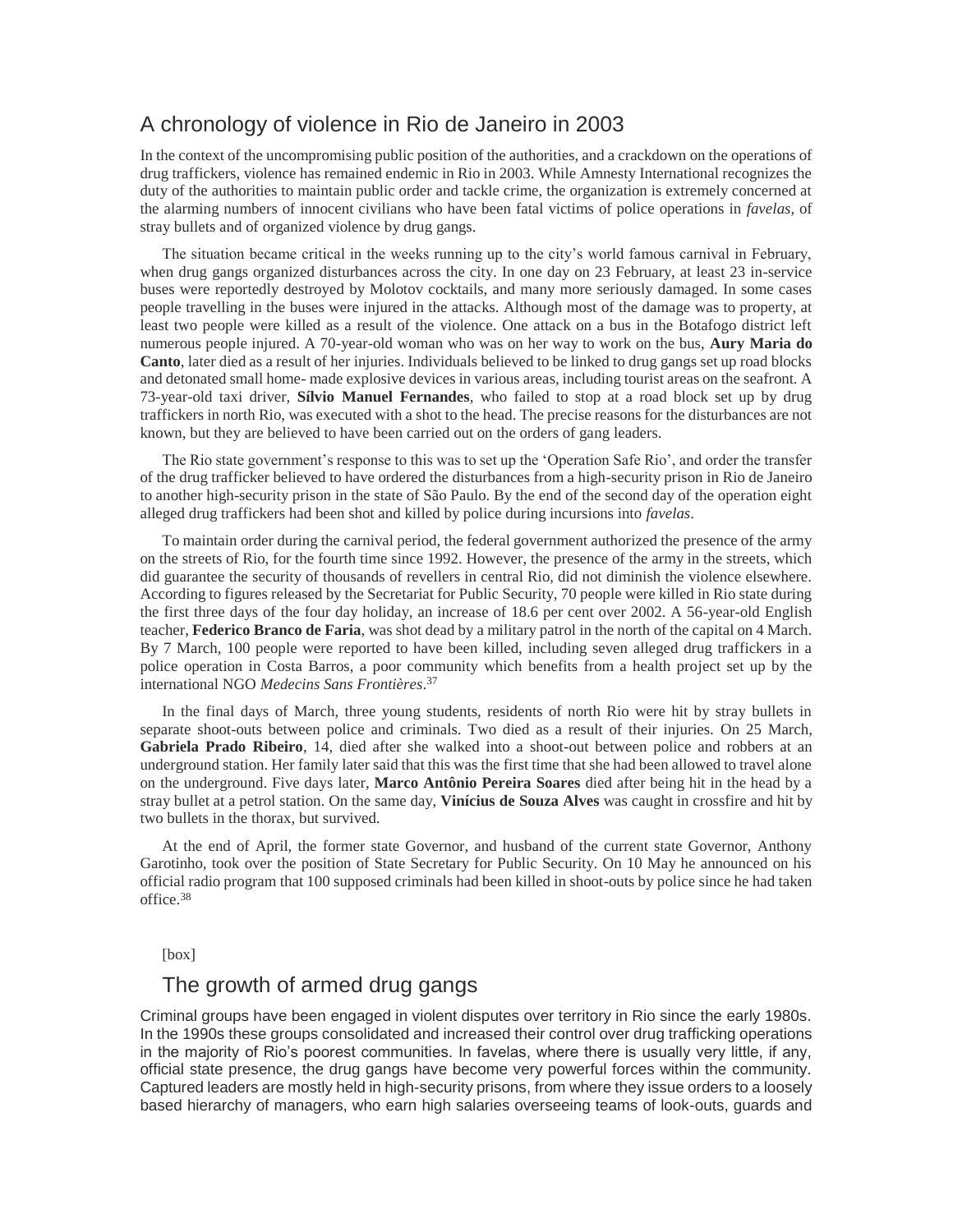## A chronology of violence in Rio de Janeiro in 2003

In the context of the uncompromising public position of the authorities, and a crackdown on the operations of drug traffickers, violence has remained endemic in Rio in 2003. While Amnesty International recognizes the duty of the authorities to maintain public order and tackle crime, the organization is extremely concerned at the alarming numbers of innocent civilians who have been fatal victims of police operations in *favelas*, of stray bullets and of organized violence by drug gangs.

The situation became critical in the weeks running up to the city's world famous carnival in February, when drug gangs organized disturbances across the city. In one day on 23 February, at least 23 in-service buses were reportedly destroyed by Molotov cocktails, and many more seriously damaged. In some cases people travelling in the buses were injured in the attacks. Although most of the damage was to property, at least two people were killed as a result of the violence. One attack on a bus in the Botafogo district left numerous people injured. A 70-year-old woman who was on her way to work on the bus, **Aury Maria do Canto**, later died as a result of her injuries. Individuals believed to be linked to drug gangs set up road blocks and detonated small home- made explosive devices in various areas, including tourist areas on the seafront. A 73-year-old taxi driver, **Sílvio Manuel Fernandes**, who failed to stop at a road block set up by drug traffickers in north Rio, was executed with a shot to the head. The precise reasons for the disturbances are not known, but they are believed to have been carried out on the orders of gang leaders.

The Rio state government's response to this was to set up the 'Operation Safe Rio', and order the transfer of the drug trafficker believed to have ordered the disturbances from a high-security prison in Rio de Janeiro to another high-security prison in the state of São Paulo. By the end of the second day of the operation eight alleged drug traffickers had been shot and killed by police during incursions into *favelas*.

To maintain order during the carnival period, the federal government authorized the presence of the army on the streets of Rio, for the fourth time since 1992. However, the presence of the army in the streets, which did guarantee the security of thousands of revellers in central Rio, did not diminish the violence elsewhere. According to figures released by the Secretariat for Public Security, 70 people were killed in Rio state during the first three days of the four day holiday, an increase of 18.6 per cent over 2002. A 56-year-old English teacher, **Federico Branco de Faria**, was shot dead by a military patrol in the north of the capital on 4 March. By 7 March, 100 people were reported to have been killed, including seven alleged drug traffickers in a police operation in Costa Barros, a poor community which benefits from a health project set up by the international NGO *Medecins Sans Frontières*.[37]

In the final days of March, three young students, residents of north Rio were hit by stray bullets in separate shoot-outs between police and criminals. Two died as a result of their injuries. On 25 March, **Gabriela Prado Ribeiro**, 14, died after she walked into a shoot-out between police and robbers at an underground station. Her family later said that this was the first time that she had been allowed to travel alone on the underground. Five days later, **Marco Antônio Pereira Soares** died after being hit in the head by a stray bullet at a petrol station. On the same day, **Vinícius de Souza Alves** was caught in crossfire and hit by two bullets in the thorax, but survived.

At the end of April, the former state Governor, and husband of the current state Governor, Anthony Garotinho, took over the position of State Secretary for Public Security. On 10 May he announced on his official radio program that 100 supposed criminals had been killed in shoot-outs by police since he had taken office.[38]

[box]

## The growth of armed drug gangs

Criminal groups have been engaged in violent disputes over territory in Rio since the early 1980s. In the 1990s these groups consolidated and increased their control over drug trafficking operations in the majority of Rio's poorest communities. In favelas, where there is usually very little, if any, official state presence, the drug gangs have become very powerful forces within the community. Captured leaders are mostly held in high-security prisons, from where they issue orders to a loosely based hierarchy of managers, who earn high salaries overseeing teams of look-outs, guards and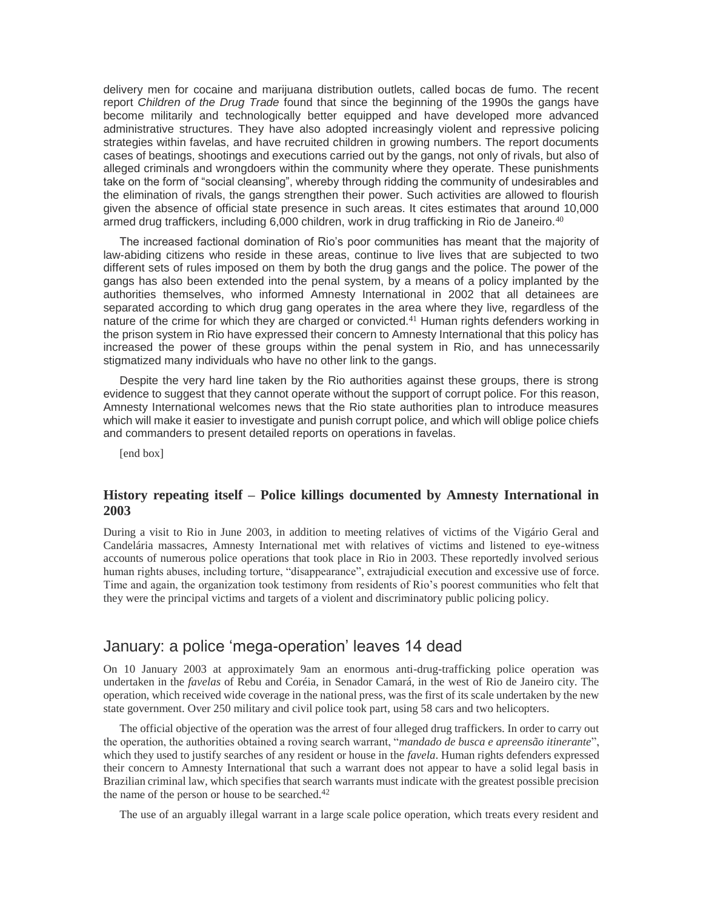delivery men for cocaine and marijuana distribution outlets, called bocas de fumo. The recent report *Children of the Drug Trade* found that since the beginning of the 1990s the gangs have become militarily and technologically better equipped and have developed more advanced administrative structures. They have also adopted increasingly violent and repressive policing strategies within favelas, and have recruited children in growing numbers. The report documents cases of beatings, shootings and executions carried out by the gangs, not only of rivals, but also of alleged criminals and wrongdoers within the community where they operate. These punishments take on the form of "social cleansing", whereby through ridding the community of undesirables and the elimination of rivals, the gangs strengthen their power. Such activities are allowed to flourish given the absence of official state presence in such areas. It cites estimates that around 10,000 armed drug traffickers, including 6,000 children, work in drug trafficking in Rio de Janeiro.[40]

The increased factional domination of Rio's poor communities has meant that the majority of law-abiding citizens who reside in these areas, continue to live lives that are subjected to two different sets of rules imposed on them by both the drug gangs and the police. The power of the gangs has also been extended into the penal system, by a means of a policy implanted by the authorities themselves, who informed Amnesty International in 2002 that all detainees are separated according to which drug gang operates in the area where they live, regardless of the nature of the crime for which they are charged or convicted.[41] Human rights defenders working in the prison system in Rio have expressed their concern to Amnesty International that this policy has increased the power of these groups within the penal system in Rio, and has unnecessarily stigmatized many individuals who have no other link to the gangs.

Despite the very hard line taken by the Rio authorities against these groups, there is strong evidence to suggest that they cannot operate without the support of corrupt police. For this reason, Amnesty International welcomes news that the Rio state authorities plan to introduce measures which will make it easier to investigate and punish corrupt police, and which will oblige police chiefs and commanders to present detailed reports on operations in favelas.

[end box]

### History repeating itself – Police killings documented by Amnesty International in 2003

During a visit to Rio in June 2003, in addition to meeting relatives of victims of the Vigário Geral and Candelária massacres, Amnesty International met with relatives of victims and listened to eye-witness accounts of numerous police operations that took place in Rio in 2003. These reportedly involved serious human rights abuses, including torture, "disappearance", extrajudicial execution and excessive use of force. Time and again, the organization took testimony from residents of Rio's poorest communities who felt that they were the principal victims and targets of a violent and discriminatory public policing policy.

## January: a police 'mega-operation' leaves 14 dead

On 10 January 2003 at approximately 9am an enormous anti-drug-trafficking police operation was undertaken in the *favelas* of Rebu and Coréia, in Senador Camará, in the west of Rio de Janeiro city. The operation, which received wide coverage in the national press, was the first of its scale undertaken by the new state government. Over 250 military and civil police took part, using 58 cars and two helicopters.

The official objective of the operation was the arrest of four alleged drug traffickers. In order to carry out the operation, the authorities obtained a roving search warrant, "*mandado de busca e apreensão itinerante*", which they used to justify searches of any resident or house in the *favela*. Human rights defenders expressed their concern to Amnesty International that such a warrant does not appear to have a solid legal basis in Brazilian criminal law, which specifies that search warrants must indicate with the greatest possible precision the name of the person or house to be searched.[42]

The use of an arguably illegal warrant in a large scale police operation, which treats every resident and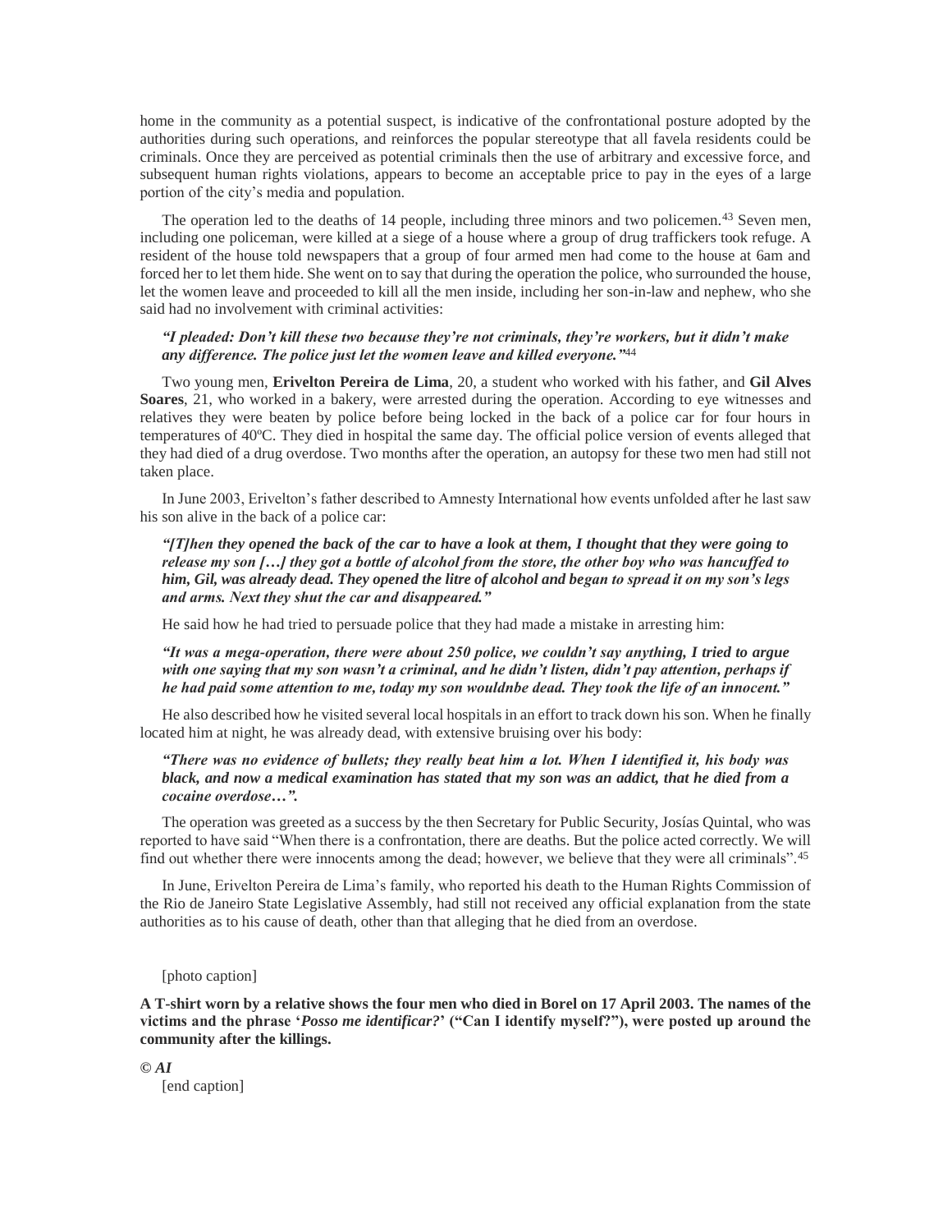home in the community as a potential suspect, is indicative of the confrontational posture adopted by the authorities during such operations, and reinforces the popular stereotype that all favela residents could be criminals. Once they are perceived as potential criminals then the use of arbitrary and excessive force, and subsequent human rights violations, appears to become an acceptable price to pay in the eyes of a large portion of the city's media and population.

The operation led to the deaths of 14 people, including three minors and two policemen.[43] Seven men, including one policeman, were killed at a siege of a house where a group of drug traffickers took refuge. A resident of the house told newspapers that a group of four armed men had come to the house at 6am and forced her to let them hide. She went on to say that during the operation the police, who surrounded the house, let the women leave and proceeded to kill all the men inside, including her son-in-law and nephew, who she said had no involvement with criminal activities:

***"I pleaded: Don't kill these two because they're not criminals, they're workers, but it didn't make any difference. The police just let the women leave and killed everyone."***[44]

Two young men, **Erivelton Pereira de Lima**, 20, a student who worked with his father, and **Gil Alves Soares**, 21, who worked in a bakery, were arrested during the operation. According to eye witnesses and relatives they were beaten by police before being locked in the back of a police car for four hours in temperatures of 40ºC. They died in hospital the same day. The official police version of events alleged that they had died of a drug overdose. Two months after the operation, an autopsy for these two men had still not taken place.

In June 2003, Erivelton's father described to Amnesty International how events unfolded after he last saw his son alive in the back of a police car:

***"[T]hen they opened the back of the car to have a look at them, I thought that they were going to release my son […] they got a bottle of alcohol from the store, the other boy who was hancuffed to him, Gil, was already dead. They opened the litre of alcohol and began to spread it on my son's legs and arms. Next they shut the car and disappeared."***

He said how he had tried to persuade police that they had made a mistake in arresting him:

***"It was a mega-operation, there were about 250 police, we couldn't say anything, I tried to argue with one saying that my son wasn't a criminal, and he didn't listen, didn't pay attention, perhaps if he had paid some attention to me, today my son wouldnbe dead. They took the life of an innocent."***

He also described how he visited several local hospitals in an effort to track down his son. When he finally located him at night, he was already dead, with extensive bruising over his body:

***"There was no evidence of bullets; they really beat him a lot. When I identified it, his body was black, and now a medical examination has stated that my son was an addict, that he died from a cocaine overdose…".***

The operation was greeted as a success by the then Secretary for Public Security, Josías Quintal, who was reported to have said "When there is a confrontation, there are deaths. But the police acted correctly. We will find out whether there were innocents among the dead; however, we believe that they were all criminals".[45]

In June, Erivelton Pereira de Lima's family, who reported his death to the Human Rights Commission of the Rio de Janeiro State Legislative Assembly, had still not received any official explanation from the state authorities as to his cause of death, other than that alleging that he died from an overdose.

[photo caption]

**A T-shirt worn by a relative shows the four men who died in Borel on 17 April 2003. The names of the victims and the phrase '*Posso me identificar?*' ("Can I identify myself?"), were posted up around the community after the killings.**

***© AI***

[end caption]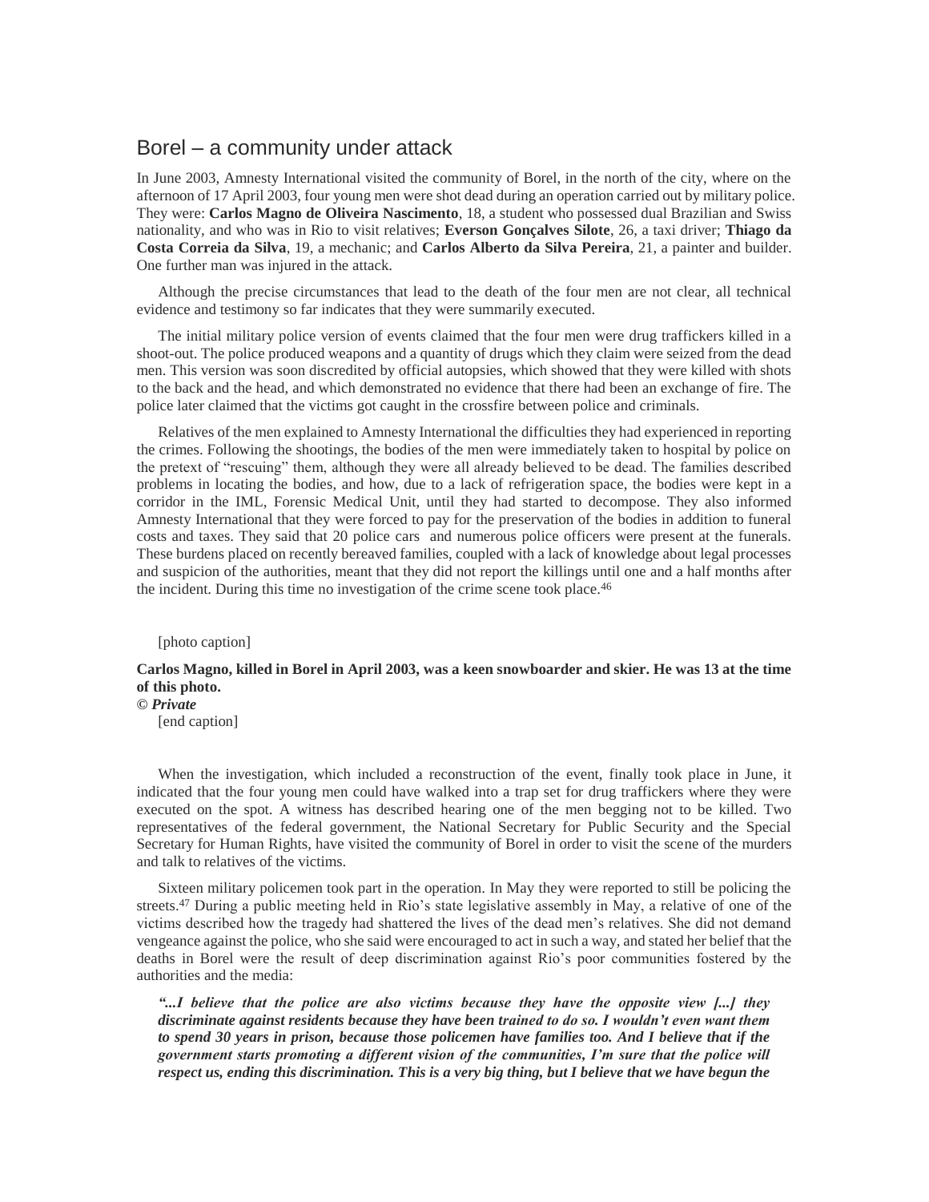## Borel – a community under attack

In June 2003, Amnesty International visited the community of Borel, in the north of the city, where on the afternoon of 17 April 2003, four young men were shot dead during an operation carried out by military police. They were: **Carlos Magno de Oliveira Nascimento**, 18, a student who possessed dual Brazilian and Swiss nationality, and who was in Rio to visit relatives; **Everson Gonçalves Silote**, 26, a taxi driver; **Thiago da Costa Correia da Silva**, 19, a mechanic; and **Carlos Alberto da Silva Pereira**, 21, a painter and builder. One further man was injured in the attack.

Although the precise circumstances that lead to the death of the four men are not clear, all technical evidence and testimony so far indicates that they were summarily executed.

The initial military police version of events claimed that the four men were drug traffickers killed in a shoot-out. The police produced weapons and a quantity of drugs which they claim were seized from the dead men. This version was soon discredited by official autopsies, which showed that they were killed with shots to the back and the head, and which demonstrated no evidence that there had been an exchange of fire. The police later claimed that the victims got caught in the crossfire between police and criminals.

Relatives of the men explained to Amnesty International the difficulties they had experienced in reporting the crimes. Following the shootings, the bodies of the men were immediately taken to hospital by police on the pretext of "rescuing" them, although they were all already believed to be dead. The families described problems in locating the bodies, and how, due to a lack of refrigeration space, the bodies were kept in a corridor in the IML, Forensic Medical Unit, until they had started to decompose. They also informed Amnesty International that they were forced to pay for the preservation of the bodies in addition to funeral costs and taxes. They said that 20 police cars and numerous police officers were present at the funerals. These burdens placed on recently bereaved families, coupled with a lack of knowledge about legal processes and suspicion of the authorities, meant that they did not report the killings until one and a half months after the incident. During this time no investigation of the crime scene took place.[46]

[photo caption]

**Carlos Magno, killed in Borel in April 2003, was a keen snowboarder and skier. He was 13 at the time of this photo.**
***© Private***

[end caption]

When the investigation, which included a reconstruction of the event, finally took place in June, it indicated that the four young men could have walked into a trap set for drug traffickers where they were executed on the spot. A witness has described hearing one of the men begging not to be killed. Two representatives of the federal government, the National Secretary for Public Security and the Special Secretary for Human Rights, have visited the community of Borel in order to visit the scene of the murders and talk to relatives of the victims.

Sixteen military policemen took part in the operation. In May they were reported to still be policing the streets.[47] During a public meeting held in Rio's state legislative assembly in May, a relative of one of the victims described how the tragedy had shattered the lives of the dead men's relatives. She did not demand vengeance against the police, who she said were encouraged to act in such a way, and stated her belief that the deaths in Borel were the result of deep discrimination against Rio's poor communities fostered by the authorities and the media:

> ***"...I believe that the police are also victims because they have the opposite view [...] they discriminate against residents because they have been trained to do so. I wouldn't even want them to spend 30 years in prison, because those policemen have families too. And I believe that if the government starts promoting a different vision of the communities, I'm sure that the police will respect us, ending this discrimination. This is a very big thing, but I believe that we have begun the***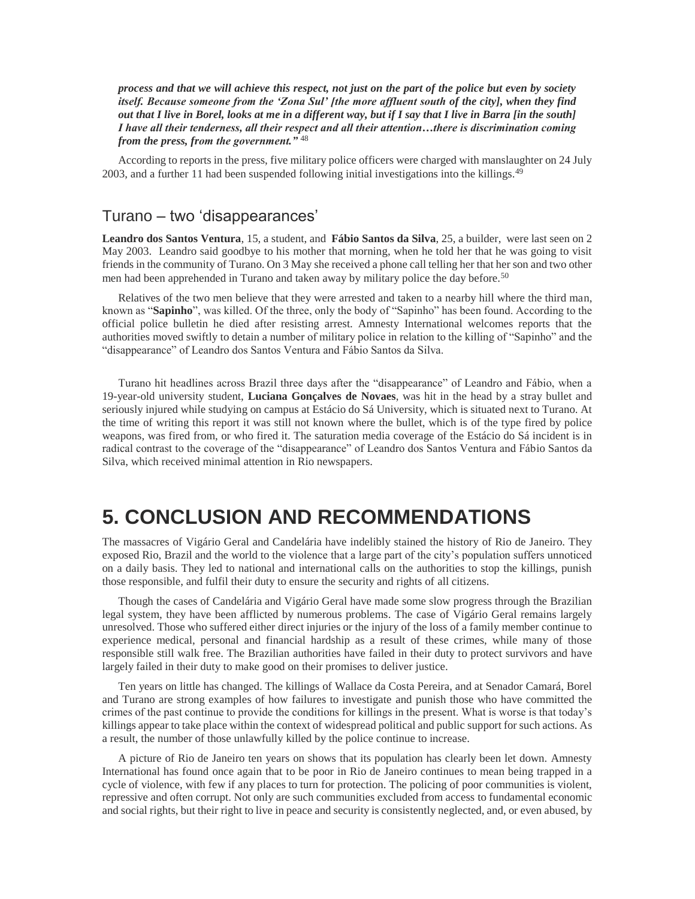***process and that we will achieve this respect, not just on the part of the police but even by society itself. Because someone from the 'Zona Sul' [the more affluent south of the city], when they find out that I live in Borel, looks at me in a different way, but if I say that I live in Barra [in the south] I have all their tenderness, all their respect and all their attention…there is discrimination coming from the press, from the government."*** [48]

According to reports in the press, five military police officers were charged with manslaughter on 24 July 2003, and a further 11 had been suspended following initial investigations into the killings.[49]

### Turano – two 'disappearances'

**Leandro dos Santos Ventura**, 15, a student, and **Fábio Santos da Silva**, 25, a builder, were last seen on 2 May 2003. Leandro said goodbye to his mother that morning, when he told her that he was going to visit friends in the community of Turano. On 3 May she received a phone call telling her that her son and two other men had been apprehended in Turano and taken away by military police the day before.[50]

Relatives of the two men believe that they were arrested and taken to a nearby hill where the third man, known as "**Sapinho**", was killed. Of the three, only the body of "Sapinho" has been found. According to the official police bulletin he died after resisting arrest. Amnesty International welcomes reports that the authorities moved swiftly to detain a number of military police in relation to the killing of "Sapinho" and the "disappearance" of Leandro dos Santos Ventura and Fábio Santos da Silva.

Turano hit headlines across Brazil three days after the "disappearance" of Leandro and Fábio, when a 19-year-old university student, **Luciana Gonçalves de Novaes**, was hit in the head by a stray bullet and seriously injured while studying on campus at Estácio do Sá University, which is situated next to Turano. At the time of writing this report it was still not known where the bullet, which is of the type fired by police weapons, was fired from, or who fired it. The saturation media coverage of the Estácio do Sá incident is in radical contrast to the coverage of the "disappearance" of Leandro dos Santos Ventura and Fábio Santos da Silva, which received minimal attention in Rio newspapers.

# 5. CONCLUSION AND RECOMMENDATIONS

The massacres of Vigário Geral and Candelária have indelibly stained the history of Rio de Janeiro. They exposed Rio, Brazil and the world to the violence that a large part of the city's population suffers unnoticed on a daily basis. They led to national and international calls on the authorities to stop the killings, punish those responsible, and fulfil their duty to ensure the security and rights of all citizens.

Though the cases of Candelária and Vigário Geral have made some slow progress through the Brazilian legal system, they have been afflicted by numerous problems. The case of Vigário Geral remains largely unresolved. Those who suffered either direct injuries or the injury of the loss of a family member continue to experience medical, personal and financial hardship as a result of these crimes, while many of those responsible still walk free. The Brazilian authorities have failed in their duty to protect survivors and have largely failed in their duty to make good on their promises to deliver justice.

Ten years on little has changed. The killings of Wallace da Costa Pereira, and at Senador Camará, Borel and Turano are strong examples of how failures to investigate and punish those who have committed the crimes of the past continue to provide the conditions for killings in the present. What is worse is that today's killings appear to take place within the context of widespread political and public support for such actions. As a result, the number of those unlawfully killed by the police continue to increase.

A picture of Rio de Janeiro ten years on shows that its population has clearly been let down. Amnesty International has found once again that to be poor in Rio de Janeiro continues to mean being trapped in a cycle of violence, with few if any places to turn for protection. The policing of poor communities is violent, repressive and often corrupt. Not only are such communities excluded from access to fundamental economic and social rights, but their right to live in peace and security is consistently neglected, and, or even abused, by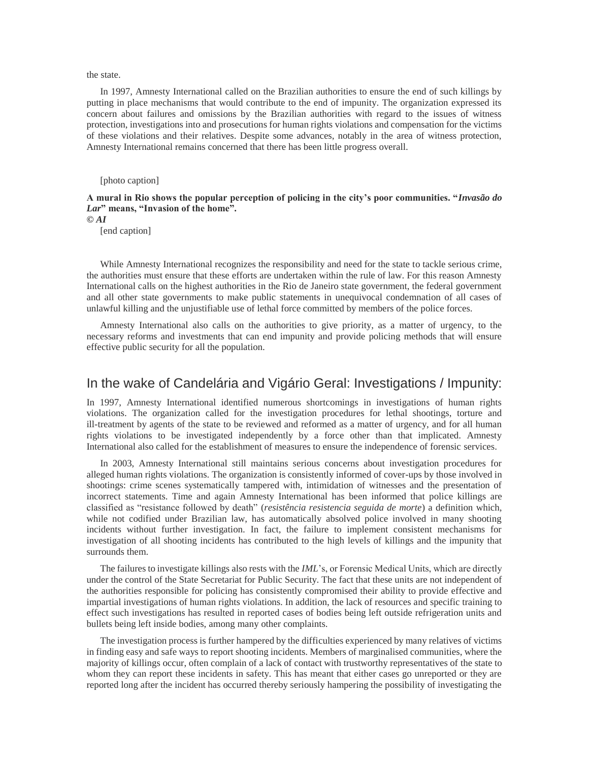the state.

In 1997, Amnesty International called on the Brazilian authorities to ensure the end of such killings by putting in place mechanisms that would contribute to the end of impunity. The organization expressed its concern about failures and omissions by the Brazilian authorities with regard to the issues of witness protection, investigations into and prosecutions for human rights violations and compensation for the victims of these violations and their relatives. Despite some advances, notably in the area of witness protection, Amnesty International remains concerned that there has been little progress overall.

[photo caption]

**A mural in Rio shows the popular perception of policing in the city's poor communities. "*Invasão do Lar*" means, "Invasion of the home".**
***© AI***

[end caption]

While Amnesty International recognizes the responsibility and need for the state to tackle serious crime, the authorities must ensure that these efforts are undertaken within the rule of law. For this reason Amnesty International calls on the highest authorities in the Rio de Janeiro state government, the federal government and all other state governments to make public statements in unequivocal condemnation of all cases of unlawful killing and the unjustifiable use of lethal force committed by members of the police forces.

Amnesty International also calls on the authorities to give priority, as a matter of urgency, to the necessary reforms and investments that can end impunity and provide policing methods that will ensure effective public security for all the population.

## In the wake of Candelária and Vigário Geral: Investigations / Impunity:

In 1997, Amnesty International identified numerous shortcomings in investigations of human rights violations. The organization called for the investigation procedures for lethal shootings, torture and ill-treatment by agents of the state to be reviewed and reformed as a matter of urgency, and for all human rights violations to be investigated independently by a force other than that implicated. Amnesty International also called for the establishment of measures to ensure the independence of forensic services.

In 2003, Amnesty International still maintains serious concerns about investigation procedures for alleged human rights violations. The organization is consistently informed of cover-ups by those involved in shootings: crime scenes systematically tampered with, intimidation of witnesses and the presentation of incorrect statements. Time and again Amnesty International has been informed that police killings are classified as "resistance followed by death" (*resistência resistencia seguida de morte*) a definition which, while not codified under Brazilian law, has automatically absolved police involved in many shooting incidents without further investigation. In fact, the failure to implement consistent mechanisms for investigation of all shooting incidents has contributed to the high levels of killings and the impunity that surrounds them.

The failures to investigate killings also rests with the *IML*'s, or Forensic Medical Units, which are directly under the control of the State Secretariat for Public Security. The fact that these units are not independent of the authorities responsible for policing has consistently compromised their ability to provide effective and impartial investigations of human rights violations. In addition, the lack of resources and specific training to effect such investigations has resulted in reported cases of bodies being left outside refrigeration units and bullets being left inside bodies, among many other complaints.

The investigation process is further hampered by the difficulties experienced by many relatives of victims in finding easy and safe ways to report shooting incidents. Members of marginalised communities, where the majority of killings occur, often complain of a lack of contact with trustworthy representatives of the state to whom they can report these incidents in safety. This has meant that either cases go unreported or they are reported long after the incident has occurred thereby seriously hampering the possibility of investigating the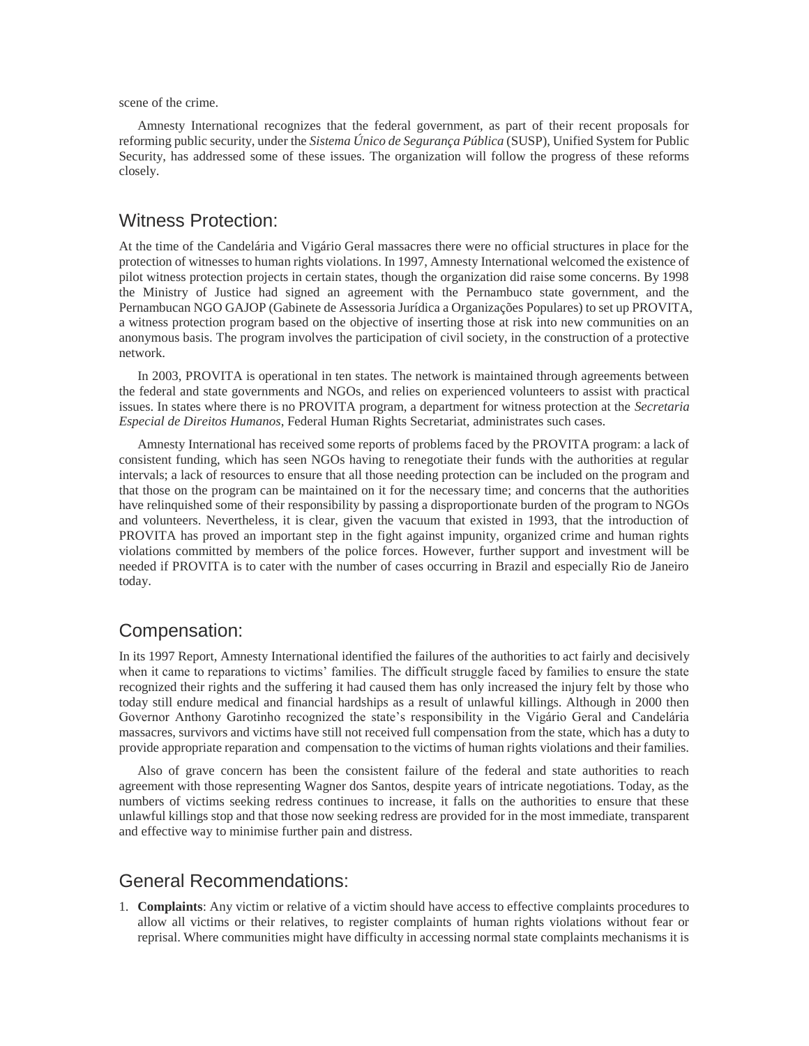scene of the crime.

Amnesty International recognizes that the federal government, as part of their recent proposals for reforming public security, under the *Sistema Único de Segurança Pública* (SUSP), Unified System for Public Security, has addressed some of these issues. The organization will follow the progress of these reforms closely.

## Witness Protection:

At the time of the Candelária and Vigário Geral massacres there were no official structures in place for the protection of witnesses to human rights violations. In 1997, Amnesty International welcomed the existence of pilot witness protection projects in certain states, though the organization did raise some concerns. By 1998 the Ministry of Justice had signed an agreement with the Pernambuco state government, and the Pernambucan NGO GAJOP (Gabinete de Assessoria Jurídica a Organizações Populares) to set up PROVITA, a witness protection program based on the objective of inserting those at risk into new communities on an anonymous basis. The program involves the participation of civil society, in the construction of a protective network.

In 2003, PROVITA is operational in ten states. The network is maintained through agreements between the federal and state governments and NGOs, and relies on experienced volunteers to assist with practical issues. In states where there is no PROVITA program, a department for witness protection at the *Secretaria Especial de Direitos Humanos*, Federal Human Rights Secretariat, administrates such cases.

Amnesty International has received some reports of problems faced by the PROVITA program: a lack of consistent funding, which has seen NGOs having to renegotiate their funds with the authorities at regular intervals; a lack of resources to ensure that all those needing protection can be included on the program and that those on the program can be maintained on it for the necessary time; and concerns that the authorities have relinquished some of their responsibility by passing a disproportionate burden of the program to NGOs and volunteers. Nevertheless, it is clear, given the vacuum that existed in 1993, that the introduction of PROVITA has proved an important step in the fight against impunity, organized crime and human rights violations committed by members of the police forces. However, further support and investment will be needed if PROVITA is to cater with the number of cases occurring in Brazil and especially Rio de Janeiro today.

## Compensation:

In its 1997 Report, Amnesty International identified the failures of the authorities to act fairly and decisively when it came to reparations to victims' families. The difficult struggle faced by families to ensure the state recognized their rights and the suffering it had caused them has only increased the injury felt by those who today still endure medical and financial hardships as a result of unlawful killings. Although in 2000 then Governor Anthony Garotinho recognized the state's responsibility in the Vigário Geral and Candelária massacres, survivors and victims have still not received full compensation from the state, which has a duty to provide appropriate reparation and compensation to the victims of human rights violations and their families.

Also of grave concern has been the consistent failure of the federal and state authorities to reach agreement with those representing Wagner dos Santos, despite years of intricate negotiations. Today, as the numbers of victims seeking redress continues to increase, it falls on the authorities to ensure that these unlawful killings stop and that those now seeking redress are provided for in the most immediate, transparent and effective way to minimise further pain and distress.

## General Recommendations:

1. **Complaints**: Any victim or relative of a victim should have access to effective complaints procedures to allow all victims or their relatives, to register complaints of human rights violations without fear or reprisal. Where communities might have difficulty in accessing normal state complaints mechanisms it is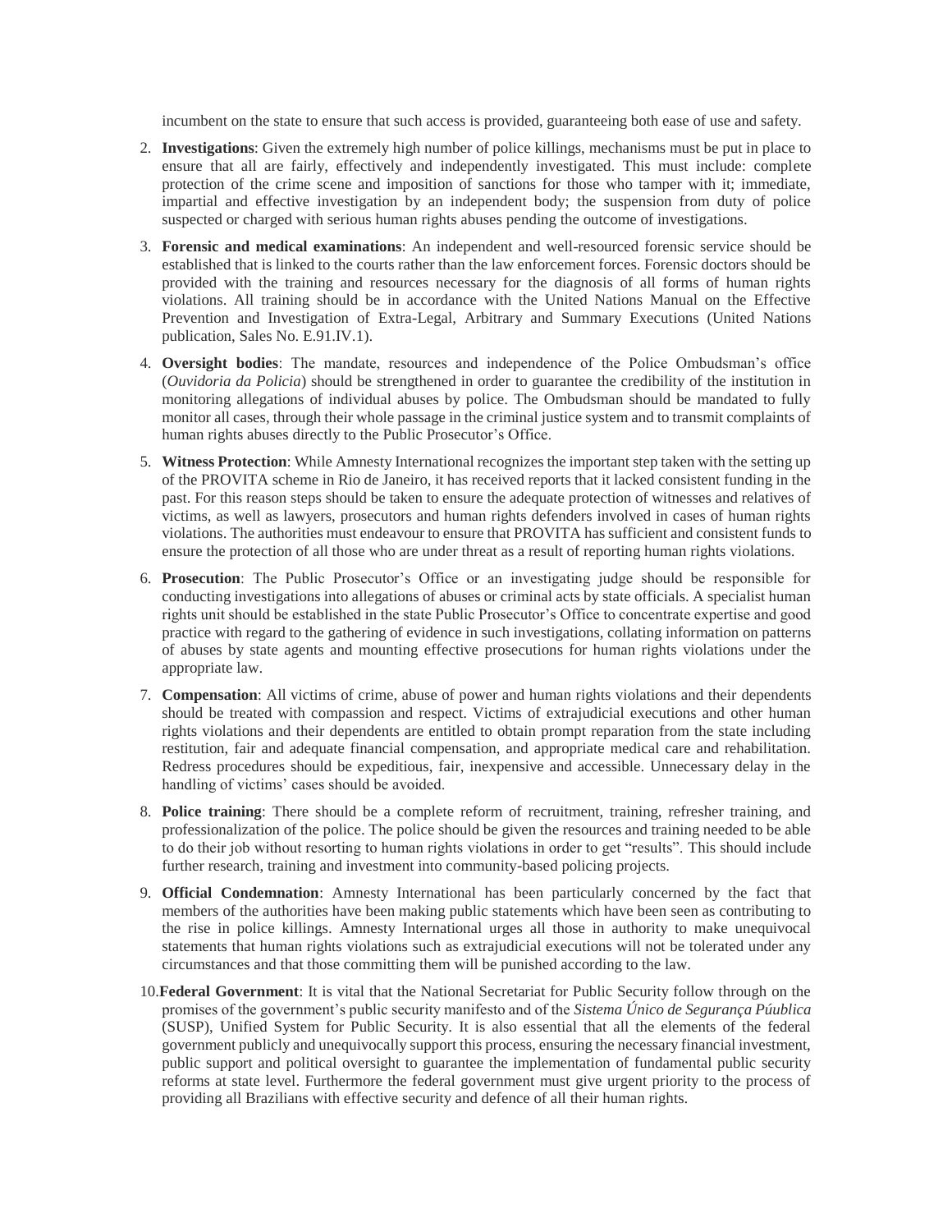incumbent on the state to ensure that such access is provided, guaranteeing both ease of use and safety.

2. **Investigations**: Given the extremely high number of police killings, mechanisms must be put in place to ensure that all are fairly, effectively and independently investigated. This must include: complete protection of the crime scene and imposition of sanctions for those who tamper with it; immediate, impartial and effective investigation by an independent body; the suspension from duty of police suspected or charged with serious human rights abuses pending the outcome of investigations.

3. **Forensic and medical examinations**: An independent and well-resourced forensic service should be established that is linked to the courts rather than the law enforcement forces. Forensic doctors should be provided with the training and resources necessary for the diagnosis of all forms of human rights violations. All training should be in accordance with the United Nations Manual on the Effective Prevention and Investigation of Extra-Legal, Arbitrary and Summary Executions (United Nations publication, Sales No. E.91.IV.1).

4. **Oversight bodies**: The mandate, resources and independence of the Police Ombudsman's office (*Ouvidoria da Policia*) should be strengthened in order to guarantee the credibility of the institution in monitoring allegations of individual abuses by police. The Ombudsman should be mandated to fully monitor all cases, through their whole passage in the criminal justice system and to transmit complaints of human rights abuses directly to the Public Prosecutor's Office.

5. **Witness Protection**: While Amnesty International recognizes the important step taken with the setting up of the PROVITA scheme in Rio de Janeiro, it has received reports that it lacked consistent funding in the past. For this reason steps should be taken to ensure the adequate protection of witnesses and relatives of victims, as well as lawyers, prosecutors and human rights defenders involved in cases of human rights violations. The authorities must endeavour to ensure that PROVITA has sufficient and consistent funds to ensure the protection of all those who are under threat as a result of reporting human rights violations.

6. **Prosecution**: The Public Prosecutor's Office or an investigating judge should be responsible for conducting investigations into allegations of abuses or criminal acts by state officials. A specialist human rights unit should be established in the state Public Prosecutor's Office to concentrate expertise and good practice with regard to the gathering of evidence in such investigations, collating information on patterns of abuses by state agents and mounting effective prosecutions for human rights violations under the appropriate law.

7. **Compensation**: All victims of crime, abuse of power and human rights violations and their dependents should be treated with compassion and respect. Victims of extrajudicial executions and other human rights violations and their dependents are entitled to obtain prompt reparation from the state including restitution, fair and adequate financial compensation, and appropriate medical care and rehabilitation. Redress procedures should be expeditious, fair, inexpensive and accessible. Unnecessary delay in the handling of victims' cases should be avoided.

8. **Police training**: There should be a complete reform of recruitment, training, refresher training, and professionalization of the police. The police should be given the resources and training needed to be able to do their job without resorting to human rights violations in order to get "results". This should include further research, training and investment into community-based policing projects.

9. **Official Condemnation**: Amnesty International has been particularly concerned by the fact that members of the authorities have been making public statements which have been seen as contributing to the rise in police killings. Amnesty International urges all those in authority to make unequivocal statements that human rights violations such as extrajudicial executions will not be tolerated under any circumstances and that those committing them will be punished according to the law.

10. **Federal Government**: It is vital that the National Secretariat for Public Security follow through on the promises of the government's public security manifesto and of the *Sistema Único de Segurança Púublica* (SUSP), Unified System for Public Security. It is also essential that all the elements of the federal government publicly and unequivocally support this process, ensuring the necessary financial investment, public support and political oversight to guarantee the implementation of fundamental public security reforms at state level. Furthermore the federal government must give urgent priority to the process of providing all Brazilians with effective security and defence of all their human rights.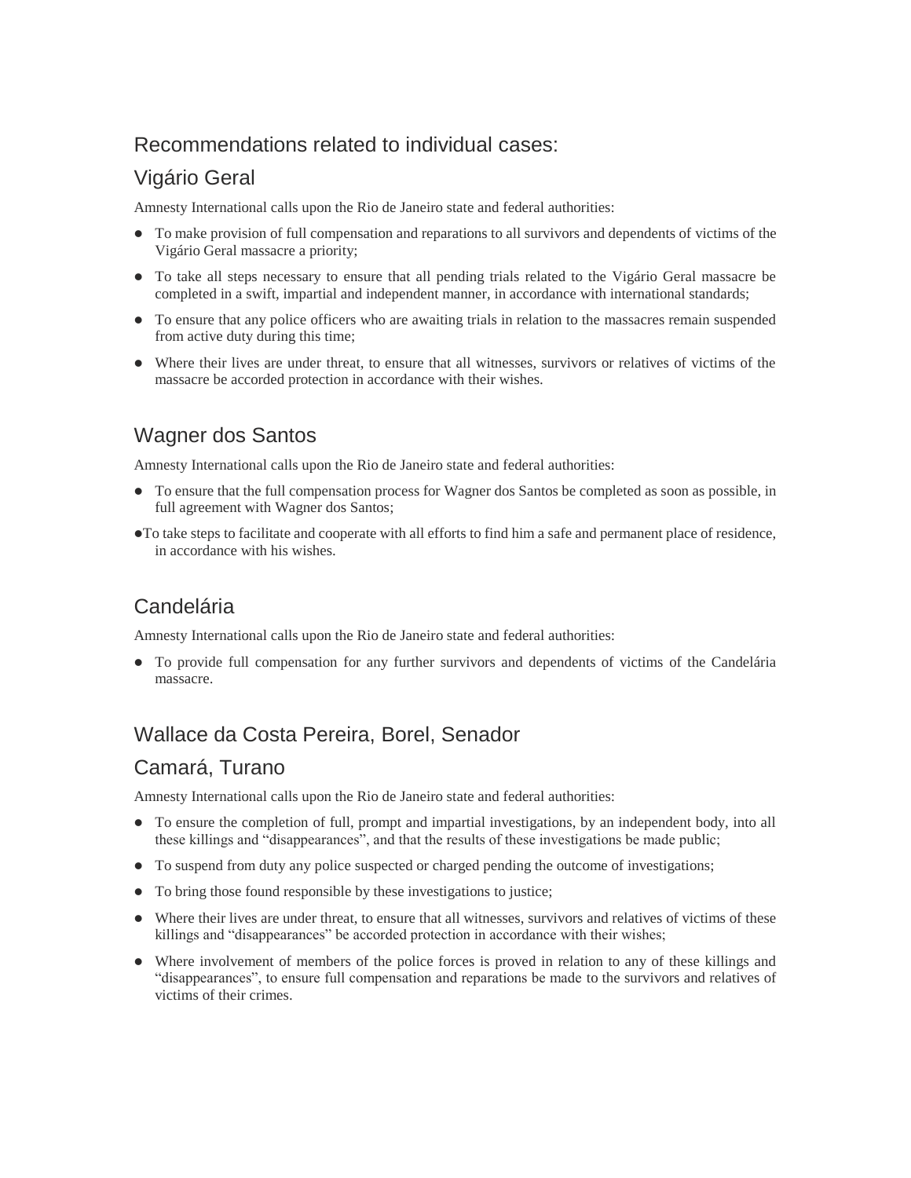## Recommendations related to individual cases:

### Vigário Geral

Amnesty International calls upon the Rio de Janeiro state and federal authorities:

- To make provision of full compensation and reparations to all survivors and dependents of victims of the Vigário Geral massacre a priority;
- To take all steps necessary to ensure that all pending trials related to the Vigário Geral massacre be completed in a swift, impartial and independent manner, in accordance with international standards;
- To ensure that any police officers who are awaiting trials in relation to the massacres remain suspended from active duty during this time;
- Where their lives are under threat, to ensure that all witnesses, survivors or relatives of victims of the massacre be accorded protection in accordance with their wishes.

### Wagner dos Santos

Amnesty International calls upon the Rio de Janeiro state and federal authorities:

- To ensure that the full compensation process for Wagner dos Santos be completed as soon as possible, in full agreement with Wagner dos Santos;
- To take steps to facilitate and cooperate with all efforts to find him a safe and permanent place of residence, in accordance with his wishes.

### Candelária

Amnesty International calls upon the Rio de Janeiro state and federal authorities:

- To provide full compensation for any further survivors and dependents of victims of the Candelária massacre.

### Wallace da Costa Pereira, Borel, Senador Camará, Turano

Amnesty International calls upon the Rio de Janeiro state and federal authorities:

- To ensure the completion of full, prompt and impartial investigations, by an independent body, into all these killings and "disappearances", and that the results of these investigations be made public;
- To suspend from duty any police suspected or charged pending the outcome of investigations;
- To bring those found responsible by these investigations to justice;
- Where their lives are under threat, to ensure that all witnesses, survivors and relatives of victims of these killings and "disappearances" be accorded protection in accordance with their wishes;
- Where involvement of members of the police forces is proved in relation to any of these killings and "disappearances", to ensure full compensation and reparations be made to the survivors and relatives of victims of their crimes.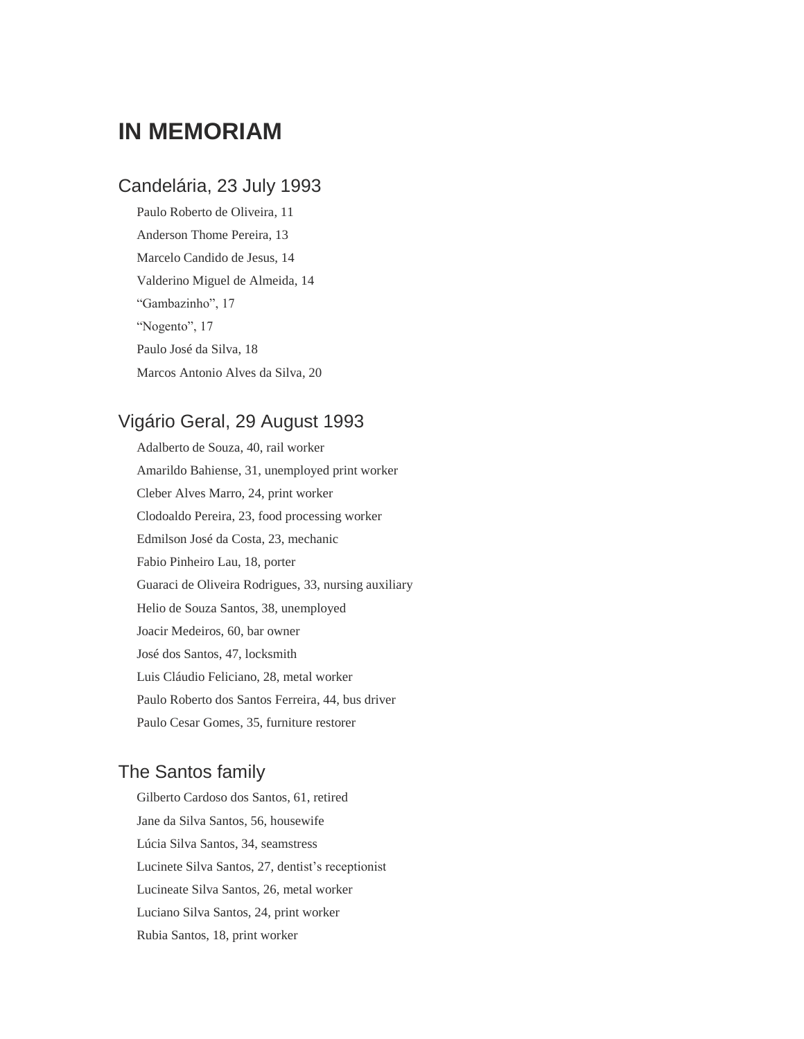# IN MEMORIAM

## Candelária, 23 July 1993

Paulo Roberto de Oliveira, 11

Anderson Thome Pereira, 13

Marcelo Candido de Jesus, 14

Valderino Miguel de Almeida, 14

“Gambazinho”, 17

“Nogento”, 17

Paulo José da Silva, 18

Marcos Antonio Alves da Silva, 20

## Vigário Geral, 29 August 1993

Adalberto de Souza, 40, rail worker

Amarildo Bahiense, 31, unemployed print worker

Cleber Alves Marro, 24, print worker

Clodoaldo Pereira, 23, food processing worker

Edmilson José da Costa, 23, mechanic

Fabio Pinheiro Lau, 18, porter

Guaraci de Oliveira Rodrigues, 33, nursing auxiliary

Helio de Souza Santos, 38, unemployed

Joacir Medeiros, 60, bar owner

José dos Santos, 47, locksmith

Luis Cláudio Feliciano, 28, metal worker

Paulo Roberto dos Santos Ferreira, 44, bus driver

Paulo Cesar Gomes, 35, furniture restorer

## The Santos family

Gilberto Cardoso dos Santos, 61, retired

Jane da Silva Santos, 56, housewife

Lúcia Silva Santos, 34, seamstress

Lucinete Silva Santos, 27, dentist’s receptionist

Lucineate Silva Santos, 26, metal worker

Luciano Silva Santos, 24, print worker

Rubia Santos, 18, print worker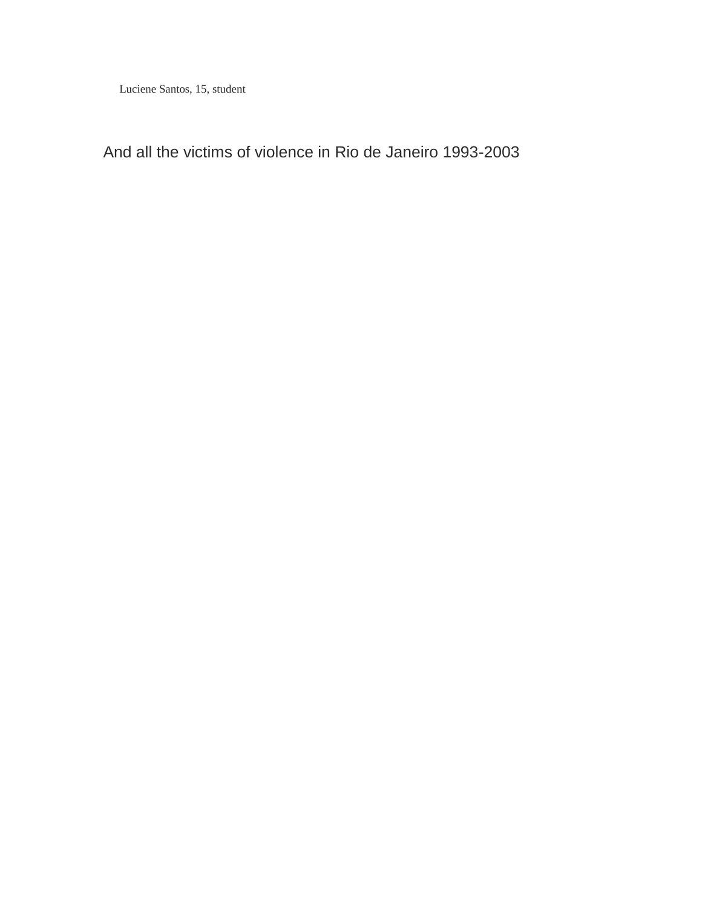Luciene Santos, 15, student

And all the victims of violence in Rio de Janeiro 1993-2003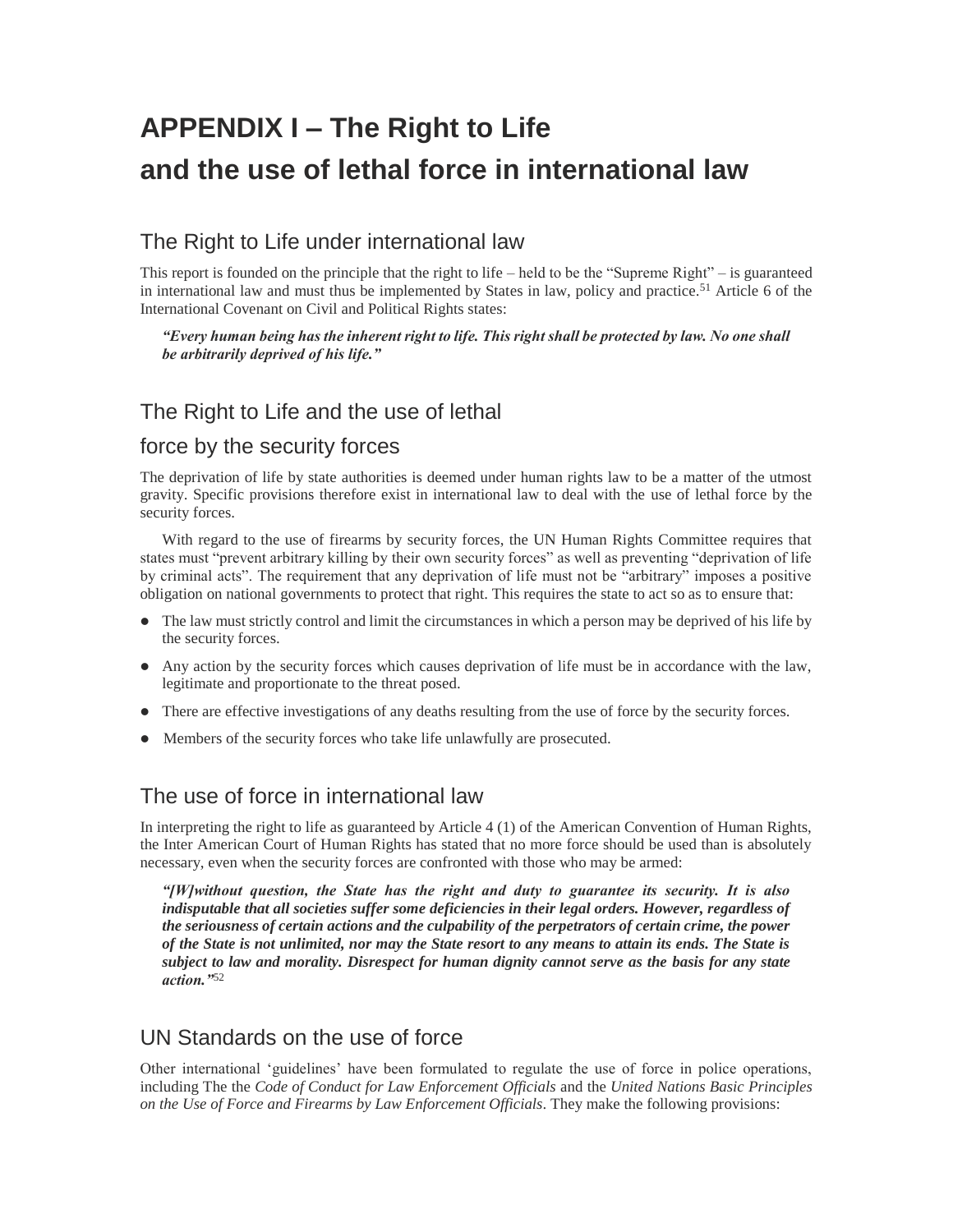# APPENDIX I – The Right to Life and the use of lethal force in international law

## The Right to Life under international law

This report is founded on the principle that the right to life – held to be the "Supreme Right" – is guaranteed in international law and must thus be implemented by States in law, policy and practice.[51] Article 6 of the International Covenant on Civil and Political Rights states:

> ***"Every human being has the inherent right to life. This right shall be protected by law. No one shall be arbitrarily deprived of his life."***

## The Right to Life and the use of lethal force by the security forces

The deprivation of life by state authorities is deemed under human rights law to be a matter of the utmost gravity. Specific provisions therefore exist in international law to deal with the use of lethal force by the security forces.

With regard to the use of firearms by security forces, the UN Human Rights Committee requires that states must "prevent arbitrary killing by their own security forces" as well as preventing "deprivation of life by criminal acts". The requirement that any deprivation of life must not be "arbitrary" imposes a positive obligation on national governments to protect that right. This requires the state to act so as to ensure that:

- The law must strictly control and limit the circumstances in which a person may be deprived of his life by the security forces.
- Any action by the security forces which causes deprivation of life must be in accordance with the law, legitimate and proportionate to the threat posed.
- There are effective investigations of any deaths resulting from the use of force by the security forces.
- Members of the security forces who take life unlawfully are prosecuted.

## The use of force in international law

In interpreting the right to life as guaranteed by Article 4 (1) of the American Convention of Human Rights, the Inter American Court of Human Rights has stated that no more force should be used than is absolutely necessary, even when the security forces are confronted with those who may be armed:

> ***"[W]ithout question, the State has the right and duty to guarantee its security. It is also indisputable that all societies suffer some deficiencies in their legal orders. However, regardless of the seriousness of certain actions and the culpability of the perpetrators of certain crime, the power of the State is not unlimited, nor may the State resort to any means to attain its ends. The State is subject to law and morality. Disrespect for human dignity cannot serve as the basis for any state action."***[52]

## UN Standards on the use of force

Other international 'guidelines' have been formulated to regulate the use of force in police operations, including The the *Code of Conduct for Law Enforcement Officials* and the *United Nations Basic Principles on the Use of Force and Firearms by Law Enforcement Officials*. They make the following provisions: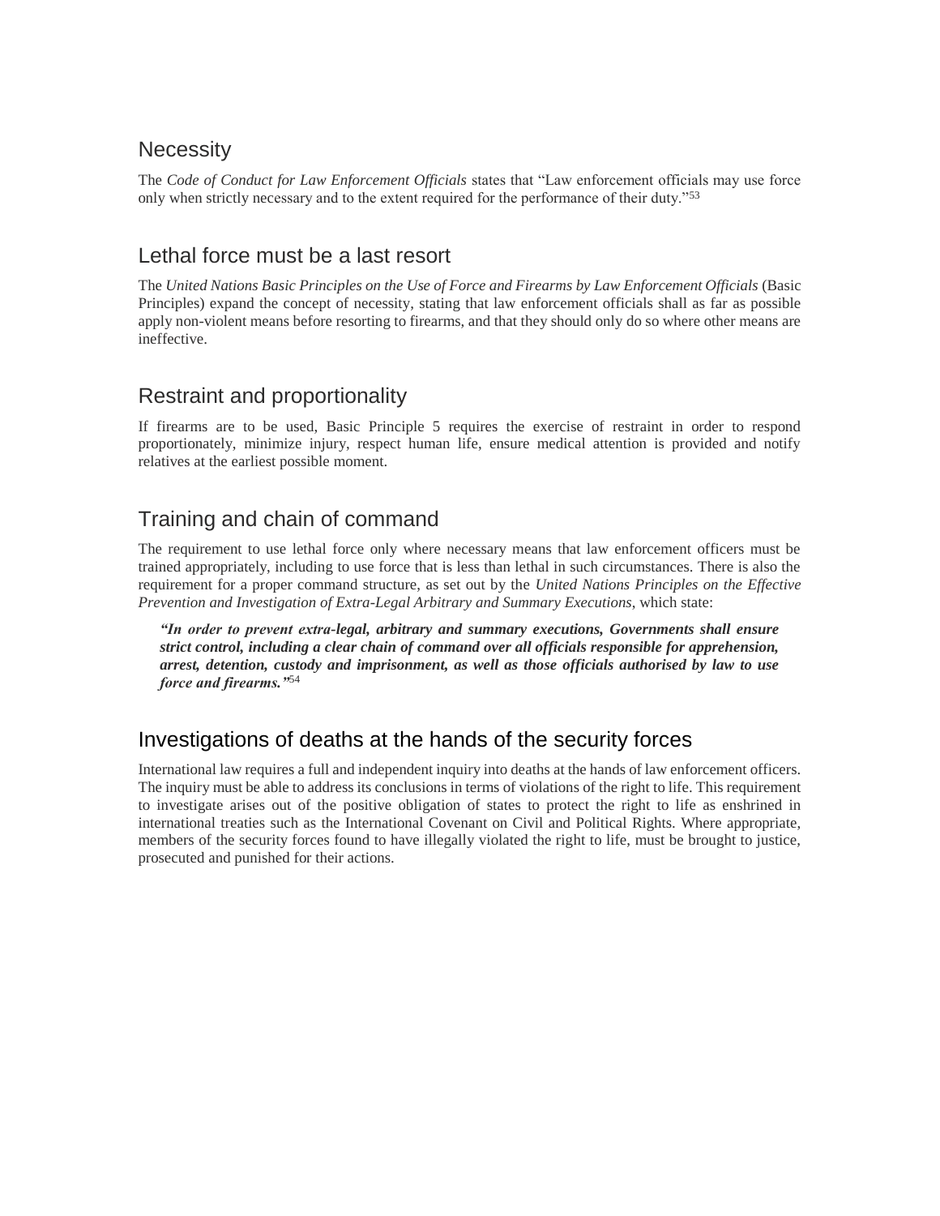## Necessity

The *Code of Conduct for Law Enforcement Officials* states that "Law enforcement officials may use force only when strictly necessary and to the extent required for the performance of their duty."[53]

## Lethal force must be a last resort

The *United Nations Basic Principles on the Use of Force and Firearms by Law Enforcement Officials* (Basic Principles) expand the concept of necessity, stating that law enforcement officials shall as far as possible apply non-violent means before resorting to firearms, and that they should only do so where other means are ineffective.

## Restraint and proportionality

If firearms are to be used, Basic Principle 5 requires the exercise of restraint in order to respond proportionately, minimize injury, respect human life, ensure medical attention is provided and notify relatives at the earliest possible moment.

## Training and chain of command

The requirement to use lethal force only where necessary means that law enforcement officers must be trained appropriately, including to use force that is less than lethal in such circumstances. There is also the requirement for a proper command structure, as set out by the *United Nations Principles on the Effective Prevention and Investigation of Extra-Legal Arbitrary and Summary Executions*, which state:

> ***"In order to prevent extra-legal, arbitrary and summary executions, Governments shall ensure strict control, including a clear chain of command over all officials responsible for apprehension, arrest, detention, custody and imprisonment, as well as those officials authorised by law to use force and firearms."***[54]

## Investigations of deaths at the hands of the security forces

International law requires a full and independent inquiry into deaths at the hands of law enforcement officers. The inquiry must be able to address its conclusions in terms of violations of the right to life. This requirement to investigate arises out of the positive obligation of states to protect the right to life as enshrined in international treaties such as the International Covenant on Civil and Political Rights. Where appropriate, members of the security forces found to have illegally violated the right to life, must be brought to justice, prosecuted and punished for their actions.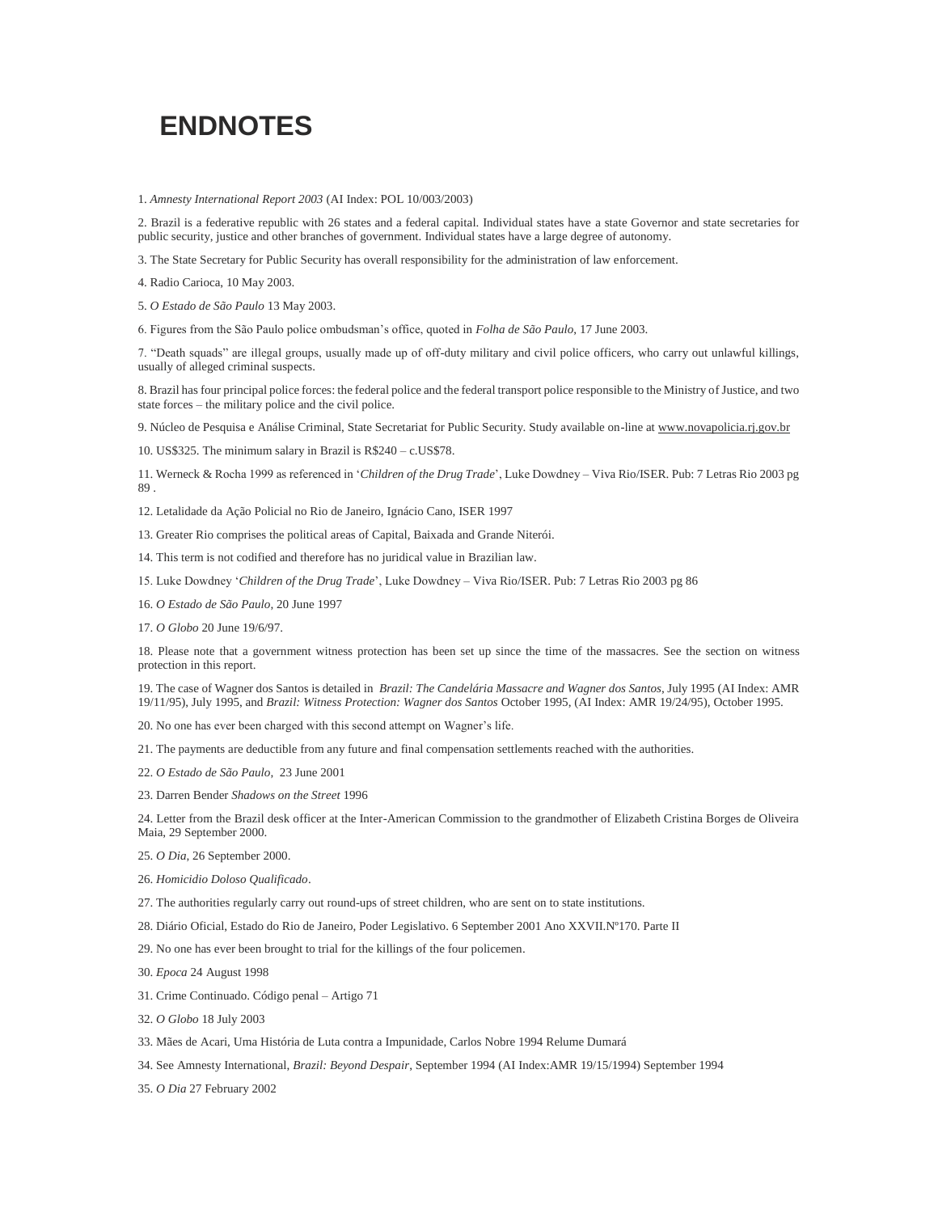# ENDNOTES

1. *Amnesty International Report 2003* (AI Index: POL 10/003/2003)

2. Brazil is a federative republic with 26 states and a federal capital. Individual states have a state Governor and state secretaries for public security, justice and other branches of government. Individual states have a large degree of autonomy.

3. The State Secretary for Public Security has overall responsibility for the administration of law enforcement.

4. Radio Carioca, 10 May 2003.

5. *O Estado de São Paulo* 13 May 2003.

6. Figures from the São Paulo police ombudsman's office, quoted in *Folha de São Paulo*, 17 June 2003.

7. "Death squads" are illegal groups, usually made up of off-duty military and civil police officers, who carry out unlawful killings, usually of alleged criminal suspects.

8. Brazil has four principal police forces: the federal police and the federal transport police responsible to the Ministry of Justice, and two state forces – the military police and the civil police.

9. Núcleo de Pesquisa e Análise Criminal, State Secretariat for Public Security. Study available on-line at www.novapolicia.rj.gov.br

10. US$325. The minimum salary in Brazil is R$240 – c.US$78.

11. Werneck & Rocha 1999 as referenced in '*Children of the Drug Trade*', Luke Dowdney – Viva Rio/ISER. Pub: 7 Letras Rio 2003 pg 89 .

12. Letalidade da Ação Policial no Rio de Janeiro, Ignácio Cano, ISER 1997

13. Greater Rio comprises the political areas of Capital, Baixada and Grande Niterói.

14. This term is not codified and therefore has no juridical value in Brazilian law.

15. Luke Dowdney '*Children of the Drug Trade*', Luke Dowdney – Viva Rio/ISER. Pub: 7 Letras Rio 2003 pg 86

16. *O Estado de São Paulo*, 20 June 1997

17. *O Globo* 20 June 19/6/97.

18. Please note that a government witness protection has been set up since the time of the massacres. See the section on witness protection in this report.

19. The case of Wagner dos Santos is detailed in *Brazil: The Candelária Massacre and Wagner dos Santos*, July 1995 (AI Index: AMR 19/11/95), July 1995, and *Brazil: Witness Protection: Wagner dos Santos* October 1995, (AI Index: AMR 19/24/95), October 1995.

20. No one has ever been charged with this second attempt on Wagner's life.

21. The payments are deductible from any future and final compensation settlements reached with the authorities.

22. *O Estado de São Paulo*, 23 June 2001

23. Darren Bender *Shadows on the Street* 1996

24. Letter from the Brazil desk officer at the Inter-American Commission to the grandmother of Elizabeth Cristina Borges de Oliveira Maia, 29 September 2000.

25. *O Dia*, 26 September 2000.

26. *Homicidio Doloso Qualificado*.

27. The authorities regularly carry out round-ups of street children, who are sent on to state institutions.

28. Diário Oficial, Estado do Rio de Janeiro, Poder Legislativo. 6 September 2001 Ano XXVII.Nº170. Parte II

29. No one has ever been brought to trial for the killings of the four policemen.

30. *Epoca* 24 August 1998

31. Crime Continuado. Código penal – Artigo 71

32. *O Globo* 18 July 2003

33. Mães de Acari, Uma História de Luta contra a Impunidade, Carlos Nobre 1994 Relume Dumará

34. See Amnesty International, *Brazil: Beyond Despair*, September 1994 (AI Index:AMR 19/15/1994) September 1994

35. *O Dia* 27 February 2002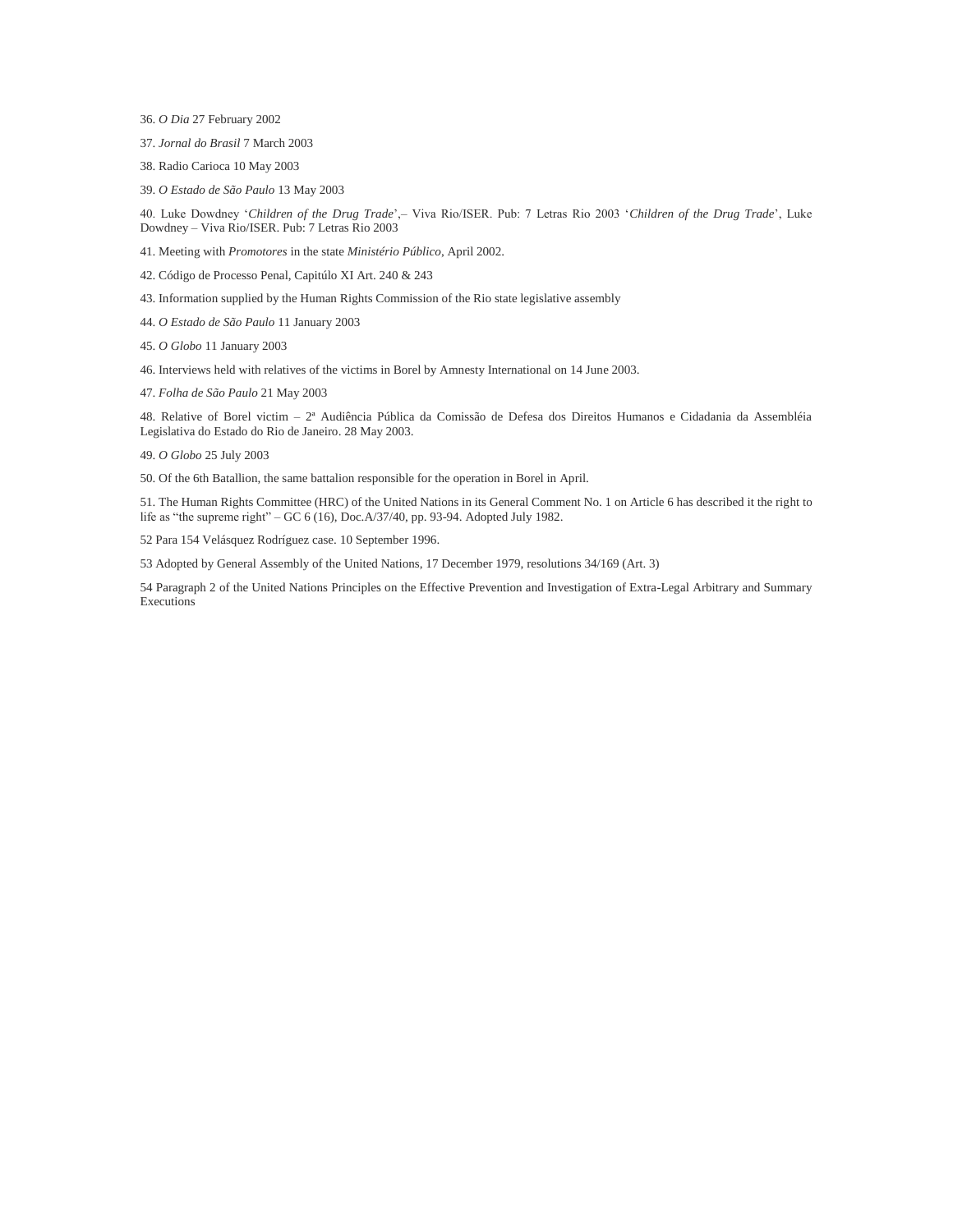36. *O Dia* 27 February 2002

37. *Jornal do Brasil* 7 March 2003

38. Radio Carioca 10 May 2003

39. *O Estado de São Paulo* 13 May 2003

40. Luke Dowdney '*Children of the Drug Trade*',– Viva Rio/ISER. Pub: 7 Letras Rio 2003 '*Children of the Drug Trade*', Luke Dowdney – Viva Rio/ISER. Pub: 7 Letras Rio 2003

41. Meeting with *Promotores* in the state *Ministério Público*, April 2002.

42. Código de Processo Penal, Capitúlo XI Art. 240 & 243

43. Information supplied by the Human Rights Commission of the Rio state legislative assembly

44. *O Estado de São Paulo* 11 January 2003

45. *O Globo* 11 January 2003

46. Interviews held with relatives of the victims in Borel by Amnesty International on 14 June 2003.

47. *Folha de São Paulo* 21 May 2003

48. Relative of Borel victim – 2ª Audiência Pública da Comissão de Defesa dos Direitos Humanos e Cidadania da Assembléia Legislativa do Estado do Rio de Janeiro. 28 May 2003.

49. *O Globo* 25 July 2003

50. Of the 6th Batallion, the same battalion responsible for the operation in Borel in April.

51. The Human Rights Committee (HRC) of the United Nations in its General Comment No. 1 on Article 6 has described it the right to life as "the supreme right" – GC 6 (16), Doc.A/37/40, pp. 93-94. Adopted July 1982.

52 Para 154 Velásquez Rodríguez case. 10 September 1996.

53 Adopted by General Assembly of the United Nations, 17 December 1979, resolutions 34/169 (Art. 3)

54 Paragraph 2 of the United Nations Principles on the Effective Prevention and Investigation of Extra-Legal Arbitrary and Summary Executions